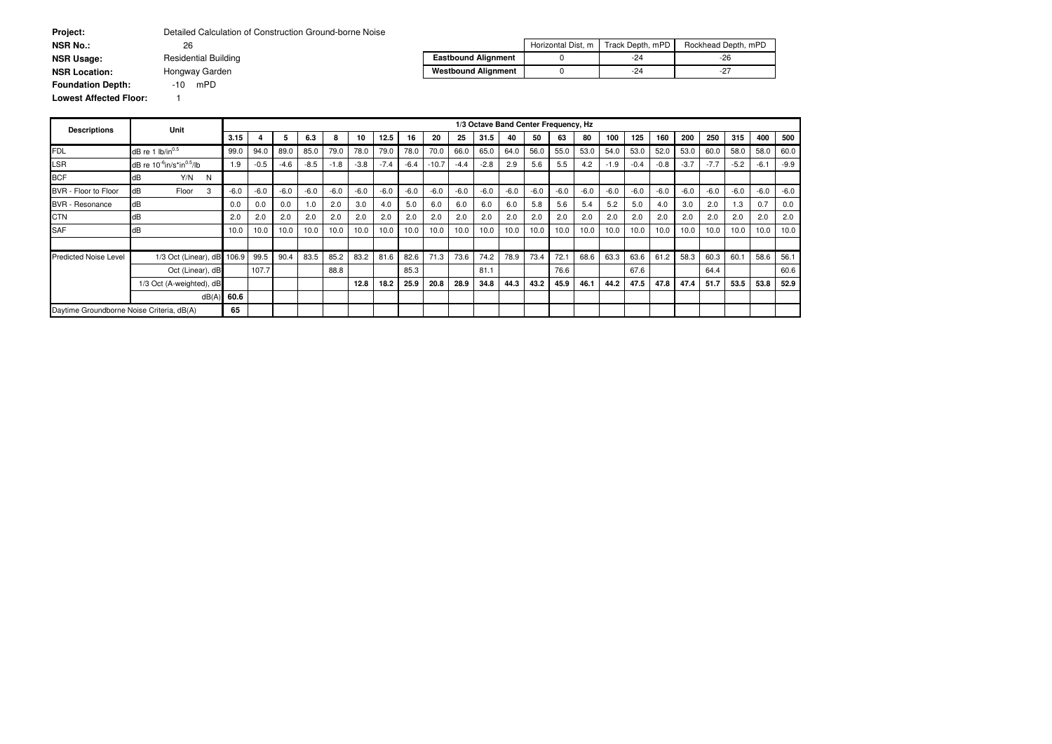| | |
|---|---|
| **Project:** | Detailed Calculation of Construction Ground-borne Noise |
| **NSR No.:** | 26 |
| **NSR Usage:** | Residential Building |
| **NSR Location:** | Hongway Garden |
| **Foundation Depth:** | -10 mPD |
| **Lowest Affected Floor:** | 1 |

| | Horizontal Dist, m | Track Depth, mPD | Rockhead Depth, mPD |
|---|---|---|---|
| **Eastbound Alignment** | 0 | -24 | -26 |
| **Westbound Alignment** | 0 | -24 | -27 |

| Descriptions | Unit | 1/3 Octave Band Center Frequency, Hz | | | | | | | | | | | | | | | | | | | | | | | |
|---|---|---|---|---|---|---|---|---|---|---|---|---|---|---|---|---|---|---|---|---|---|---|---|---|---|
| | | 3.15 | 4 | 5 | 6.3 | 8 | 10 | 12.5 | 16 | 20 | 25 | 31.5 | 40 | 50 | 63 | 80 | 100 | 125 | 160 | 200 | 250 | 315 | 400 | 500 |
| FDL | dB re 1 lb/in$^{0.5}$ | 99.0 | 94.0 | 89.0 | 85.0 | 79.0 | 78.0 | 79.0 | 78.0 | 70.0 | 66.0 | 65.0 | 64.0 | 56.0 | 55.0 | 53.0 | 54.0 | 53.0 | 52.0 | 53.0 | 60.0 | 58.0 | 58.0 | 60.0 |
| LSR | dB re 10$^{-6}$in/s*in$^{0.5}$/lb | 1.9 | -0.5 | -4.6 | -8.5 | -1.8 | -3.8 | -7.4 | -6.4 | -10.7 | -4.4 | -2.8 | 2.9 | 5.6 | 5.5 | 4.2 | -1.9 | -0.4 | -0.8 | -3.7 | -7.7 | -5.2 | -6.1 | -9.9 |
| BCF | dB Y/N N | | | | | | | | | | | | | | | | | | | | | | | |
| BVR - Floor to Floor | dB Floor 3 | -6.0 | -6.0 | -6.0 | -6.0 | -6.0 | -6.0 | -6.0 | -6.0 | -6.0 | -6.0 | -6.0 | -6.0 | -6.0 | -6.0 | -6.0 | -6.0 | -6.0 | -6.0 | -6.0 | -6.0 | -6.0 | -6.0 | -6.0 |
| BVR - Resonance | dB | 0.0 | 0.0 | 0.0 | 1.0 | 2.0 | 3.0 | 4.0 | 5.0 | 6.0 | 6.0 | 6.0 | 6.0 | 5.8 | 5.6 | 5.4 | 5.2 | 5.0 | 4.0 | 3.0 | 2.0 | 1.3 | 0.7 | 0.0 |
| CTN | dB | 2.0 | 2.0 | 2.0 | 2.0 | 2.0 | 2.0 | 2.0 | 2.0 | 2.0 | 2.0 | 2.0 | 2.0 | 2.0 | 2.0 | 2.0 | 2.0 | 2.0 | 2.0 | 2.0 | 2.0 | 2.0 | 2.0 | 2.0 |
| SAF | dB | 10.0 | 10.0 | 10.0 | 10.0 | 10.0 | 10.0 | 10.0 | 10.0 | 10.0 | 10.0 | 10.0 | 10.0 | 10.0 | 10.0 | 10.0 | 10.0 | 10.0 | 10.0 | 10.0 | 10.0 | 10.0 | 10.0 | 10.0 |
| | | | | | | | | | | | | | | | | | | | | | | | | |
| Predicted Noise Level | 1/3 Oct (Linear), dB | 106.9 | 99.5 | 90.4 | 83.5 | 85.2 | 83.2 | 81.6 | 82.6 | 71.3 | 73.6 | 74.2 | 78.9 | 73.4 | 72.1 | 68.6 | 63.3 | 63.6 | 61.2 | 58.3 | 60.3 | 60.1 | 58.6 | 56.1 |
| | Oct (Linear), dB | | 107.7 | | | 88.8 | | | 85.3 | | | 81.1 | | | 76.6 | | | 67.6 | | | 64.4 | | | 60.6 |
| | 1/3 Oct (A-weighted), dB | | | | | | **12.8** | **18.2** | **25.9** | **20.8** | **28.9** | **34.8** | **44.3** | **43.2** | **45.9** | **46.1** | **44.2** | **47.5** | **47.8** | **47.4** | **51.7** | **53.5** | **53.8** | **52.9** |
| | dB(A) | **60.6** | | | | | | | | | | | | | | | | | | | | | | |
| Daytime Groundborne Noise Criteria, dB(A) | | **65** | | | | | | | | | | | | | | | | | | | | | | |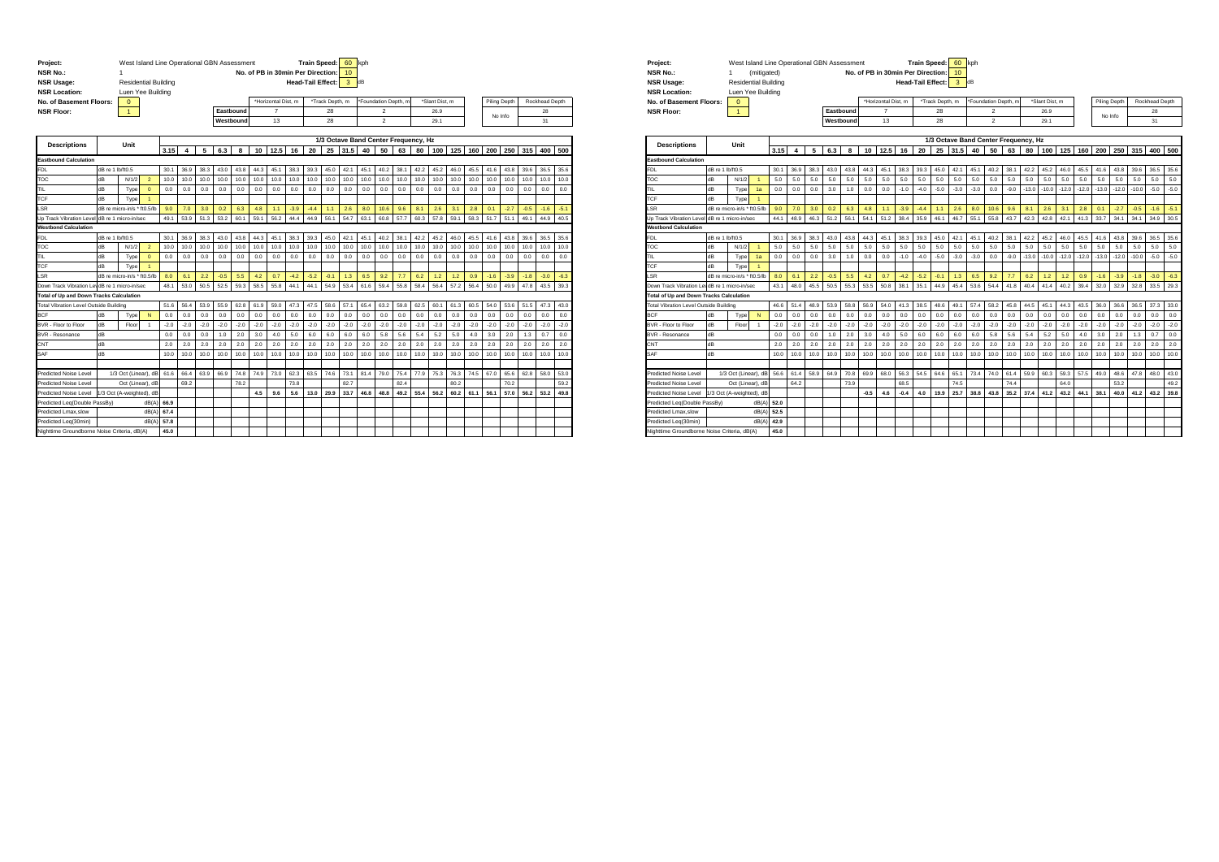**Project:** West Island Line Operational GBN Assessment
**NSR No.:** 1
**NSR Usage:** Residential Building
**NSR Location:** Luen Yee Building
**No. of Basement Floors:** 0
**NSR Floor:** 1

**Train Speed:** 60 kph
**No. of PB in 30min Per Direction:** 10
**Head-Tail Effect:** 3 dB

| | *Horizontal Dist, m | *Track Depth, m | *Foundation Depth, m | *Slant Dist, m | Piling Depth | Rockhead Depth |
|---|---|---|---|---|---|---|
| Eastbound | 7 | 28 | 2 | 26.9 | No Info | 28 |
| Westbound | 13 | 28 | 2 | 29.1 | | 31 |

| Descriptions | Unit | | | 3.15 | 4 | 5 | 6.3 | 8 | 10 | 12.5 | 16 | 20 | 25 | 31.5 | 40 | 50 | 63 | 80 | 100 | 125 | 160 | 200 | 250 | 315 | 400 | 500 |
|---|---|---|---|---|---|---|---|---|---|---|---|---|---|---|---|---|---|---|---|---|---|---|---|---|---|---|
| **Eastbound Calculation** | | | | | | | | | | | | | | | | | | | | | | | | | | |
| FDL | dB re 1 lb/ft0.5 | | | 30.1 | 36.9 | 38.3 | 43.0 | 43.8 | 44.3 | 45.1 | 38.3 | 39.3 | 45.0 | 42.1 | 45.1 | 40.2 | 38.1 | 42.2 | 45.2 | 46.0 | 45.5 | 41.6 | 43.8 | 39.6 | 36.5 | 35.6 |
| TOC | dB | N/1/2 | 2 | 10.0 | 10.0 | 10.0 | 10.0 | 10.0 | 10.0 | 10.0 | 10.0 | 10.0 | 10.0 | 10.0 | 10.0 | 10.0 | 10.0 | 10.0 | 10.0 | 10.0 | 10.0 | 10.0 | 10.0 | 10.0 | 10.0 | 10.0 |
| TIL | dB | Type | 0 | 0.0 | 0.0 | 0.0 | 0.0 | 0.0 | 0.0 | 0.0 | 0.0 | 0.0 | 0.0 | 0.0 | 0.0 | 0.0 | 0.0 | 0.0 | 0.0 | 0.0 | 0.0 | 0.0 | 0.0 | 0.0 | 0.0 | 0.0 |
| TCF | dB | Type | 1 | | | | | | | | | | | | | | | | | | | | | | | |
| LSR | dB re micro-in/s * ft0.5/lb | | | 9.0 | 7.0 | 3.0 | 0.2 | 6.3 | 4.8 | 1.1 | -3.9 | -4.4 | 1.1 | 2.6 | 8.0 | 10.6 | 9.6 | 8.1 | 2.6 | 3.1 | 2.8 | 0.1 | -2.7 | -0.5 | -1.6 | -5.1 |
| Up Track Vibration Level | dB re 1 micro-in/sec | | | 49.1 | 53.9 | 51.3 | 53.2 | 60.1 | 59.1 | 56.2 | 44.4 | 44.9 | 56.1 | 54.7 | 63.1 | 60.8 | 57.7 | 60.3 | 57.8 | 59.1 | 58.3 | 51.7 | 51.1 | 49.1 | 44.9 | 40.5 |
| **Westbound Calculation** | | | | | | | | | | | | | | | | | | | | | | | | | | |
| FDL | dB re 1 lb/ft0.5 | | | 30.1 | 36.9 | 38.3 | 43.0 | 43.8 | 44.3 | 45.1 | 38.3 | 39.3 | 45.0 | 42.1 | 45.1 | 40.2 | 38.1 | 42.2 | 45.2 | 46.0 | 45.5 | 41.6 | 43.8 | 39.6 | 36.5 | 35.6 |
| TOC | dB | N/1/2 | 2 | 10.0 | 10.0 | 10.0 | 10.0 | 10.0 | 10.0 | 10.0 | 10.0 | 10.0 | 10.0 | 10.0 | 10.0 | 10.0 | 10.0 | 10.0 | 10.0 | 10.0 | 10.0 | 10.0 | 10.0 | 10.0 | 10.0 | 10.0 |
| TIL | dB | Type | 0 | 0.0 | 0.0 | 0.0 | 0.0 | 0.0 | 0.0 | 0.0 | 0.0 | 0.0 | 0.0 | 0.0 | 0.0 | 0.0 | 0.0 | 0.0 | 0.0 | 0.0 | 0.0 | 0.0 | 0.0 | 0.0 | 0.0 | 0.0 |
| TCF | dB | Type | 1 | | | | | | | | | | | | | | | | | | | | | | | |
| LSR | dB re micro-in/s * ft0.5/lb | | | 8.0 | 6.1 | 2.2 | -0.5 | 5.5 | 4.2 | 0.7 | -4.2 | -5.2 | -0.1 | 1.3 | 6.5 | 9.2 | 7.7 | 6.2 | 1.2 | 1.2 | 0.9 | -1.6 | -3.9 | -1.8 | -3.0 | -6.3 |
| Down Track Vibration Level | dB re 1 micro-in/sec | | | 48.1 | 53.0 | 50.5 | 52.5 | 59.3 | 58.5 | 55.8 | 44.1 | 44.1 | 54.9 | 53.4 | 61.6 | 59.4 | 55.8 | 58.4 | 56.4 | 57.2 | 56.4 | 50.0 | 49.9 | 47.8 | 43.5 | 39.3 |
| **Total of Up and Down Tracks Calculation** | | | | | | | | | | | | | | | | | | | | | | | | | | |
| Total Vibration Level Outside Building | | | | 51.6 | 56.4 | 53.9 | 55.9 | 62.8 | 61.9 | 59.0 | 47.3 | 47.5 | 58.6 | 57.1 | 65.4 | 63.2 | 59.8 | 62.5 | 60.1 | 61.3 | 60.5 | 54.0 | 53.6 | 51.5 | 47.3 | 43.0 |
| BCF | dB | Type | N | 0.0 | 0.0 | 0.0 | 0.0 | 0.0 | 0.0 | 0.0 | 0.0 | 0.0 | 0.0 | 0.0 | 0.0 | 0.0 | 0.0 | 0.0 | 0.0 | 0.0 | 0.0 | 0.0 | 0.0 | 0.0 | 0.0 | 0.0 |
| BVR - Floor to Floor | dB | Floor | 1 | -2.0 | -2.0 | -2.0 | -2.0 | -2.0 | -2.0 | -2.0 | -2.0 | -2.0 | -2.0 | -2.0 | -2.0 | -2.0 | -2.0 | -2.0 | -2.0 | -2.0 | -2.0 | -2.0 | -2.0 | -2.0 | -2.0 | -2.0 |
| BVR - Resonance | dB | | | 0.0 | 0.0 | 0.0 | 1.0 | 2.0 | 3.0 | 4.0 | 5.0 | 6.0 | 6.0 | 6.0 | 6.0 | 5.8 | 5.6 | 5.4 | 5.2 | 5.0 | 4.0 | 3.0 | 2.0 | 1.3 | 0.7 | 0.0 |
| CNT | dB | | | 2.0 | 2.0 | 2.0 | 2.0 | 2.0 | 2.0 | 2.0 | 2.0 | 2.0 | 2.0 | 2.0 | 2.0 | 2.0 | 2.0 | 2.0 | 2.0 | 2.0 | 2.0 | 2.0 | 2.0 | 2.0 | 2.0 | 2.0 |
| SAF | dB | | | 10.0 | 10.0 | 10.0 | 10.0 | 10.0 | 10.0 | 10.0 | 10.0 | 10.0 | 10.0 | 10.0 | 10.0 | 10.0 | 10.0 | 10.0 | 10.0 | 10.0 | 10.0 | 10.0 | 10.0 | 10.0 | 10.0 | 10.0 |
| Predicted Noise Level | 1/3 Oct (Linear), dB | | | 61.6 | 66.4 | 63.9 | 66.9 | 74.8 | 74.9 | 73.0 | 62.3 | 63.5 | 74.6 | 73.1 | 81.4 | 79.0 | 75.4 | 77.9 | 75.3 | 76.3 | 74.5 | 67.0 | 65.6 | 62.8 | 58.0 | 53.0 |
| Predicted Noise Level | Oct (Linear), dB | | | | 69.2 | | | 78.2 | | | 73.8 | | | 82.7 | | | 82.4 | | | 80.2 | | | 70.2 | | | 59.2 |
| Predicted Noise Level | 1/3 Oct (A-weighted), dB | | | | | | | | 4.5 | 9.6 | 5.6 | 13.0 | 29.9 | 33.7 | 46.8 | 48.8 | 49.2 | 55.4 | 56.2 | 60.2 | 61.1 | 56.1 | 57.0 | 56.2 | 53.2 | 49.8 |
| Predicted Leq(Double PassBy) | | | dB(A) | **66.9** | | | | | | | | | | | | | | | | | | | | | | |
| Predicted Lmax,slow | | | dB(A) | **67.4** | | | | | | | | | | | | | | | | | | | | | | |
| Predicted Leq(30min) | | | dB(A) | **57.8** | | | | | | | | | | | | | | | | | | | | | | |
| Nighttime Groundborne Noise Criteria, dB(A) | | | | **45.0** | | | | | | | | | | | | | | | | | | | | | | |

**Project:** West Island Line Operational GBN Assessment
**NSR No.:** 1 (mitigated)
**NSR Usage:** Residential Building
**NSR Location:** Luen Yee Building
**No. of Basement Floors:** 0
**NSR Floor:** 1

**Train Speed:** 60 kph
**No. of PB in 30min Per Direction:** 10
**Head-Tail Effect:** 3 dB

| | *Horizontal Dist, m | *Track Depth, m | *Foundation Depth, m | *Slant Dist, m | Piling Depth | Rockhead Depth |
|---|---|---|---|---|---|---|
| Eastbound | 7 | 28 | 2 | 26.9 | No Info | 28 |
| Westbound | 13 | 28 | 2 | 29.1 | | 31 |

| Descriptions | Unit | | | 3.15 | 4 | 5 | 6.3 | 8 | 10 | 12.5 | 16 | 20 | 25 | 31.5 | 40 | 50 | 63 | 80 | 100 | 125 | 160 | 200 | 250 | 315 | 400 | 500 |
|---|---|---|---|---|---|---|---|---|---|---|---|---|---|---|---|---|---|---|---|---|---|---|---|---|---|---|
| **Eastbound Calculation** | | | | | | | | | | | | | | | | | | | | | | | | | | |
| FDL | dB re 1 lb/ft0.5 | | | 30.1 | 36.9 | 38.3 | 43.0 | 43.8 | 44.3 | 45.1 | 38.3 | 39.3 | 45.0 | 42.1 | 45.1 | 40.2 | 38.1 | 42.2 | 45.2 | 46.0 | 45.5 | 41.6 | 43.8 | 39.6 | 36.5 | 35.6 |
| TOC | dB | N/1/2 | 1 | 5.0 | 5.0 | 5.0 | 5.0 | 5.0 | 5.0 | 5.0 | 5.0 | 5.0 | 5.0 | 5.0 | 5.0 | 5.0 | 5.0 | 5.0 | 5.0 | 5.0 | 5.0 | 5.0 | 5.0 | 5.0 | 5.0 | 5.0 |
| TIL | dB | Type | 1a | 0.0 | 0.0 | 0.0 | 3.0 | 1.0 | 0.0 | 0.0 | -1.0 | -4.0 | -5.0 | -3.0 | -3.0 | 0.0 | -9.0 | -13.0 | -10.0 | -12.0 | -12.0 | -13.0 | -12.0 | -10.0 | -5.0 | -5.0 |
| TCF | dB | Type | 1 | | | | | | | | | | | | | | | | | | | | | | | |
| LSR | dB re micro-in/s * ft0.5/lb | | | 9.0 | 7.0 | 3.0 | 0.2 | 6.3 | 4.8 | 1.1 | -3.9 | -4.4 | 1.1 | 2.6 | 8.0 | 10.6 | 9.6 | 8.1 | 2.6 | 3.1 | 2.8 | 0.1 | -2.7 | -0.5 | -1.6 | -5.1 |
| Up Track Vibration Level | dB re 1 micro-in/sec | | | 44.1 | 48.9 | 46.3 | 51.2 | 56.1 | 54.1 | 51.2 | 38.4 | 35.9 | 46.1 | 46.7 | 55.1 | 55.8 | 43.7 | 42.3 | 42.8 | 42.1 | 41.3 | 33.7 | 34.1 | 34.1 | 34.9 | 30.5 |
| **Westbound Calculation** | | | | | | | | | | | | | | | | | | | | | | | | | | |
| FDL | dB re 1 lb/ft0.5 | | | 30.1 | 36.9 | 38.3 | 43.0 | 43.8 | 44.3 | 45.1 | 38.3 | 39.3 | 45.0 | 42.1 | 45.1 | 40.2 | 38.1 | 42.2 | 45.2 | 46.0 | 45.5 | 41.6 | 43.8 | 39.6 | 36.5 | 35.6 |
| TOC | dB | N/1/2 | 1 | 5.0 | 5.0 | 5.0 | 5.0 | 5.0 | 5.0 | 5.0 | 5.0 | 5.0 | 5.0 | 5.0 | 5.0 | 5.0 | 5.0 | 5.0 | 5.0 | 5.0 | 5.0 | 5.0 | 5.0 | 5.0 | 5.0 | 5.0 |
| TIL | dB | Type | 1a | 0.0 | 0.0 | 0.0 | 3.0 | 1.0 | 0.0 | 0.0 | -1.0 | -4.0 | -5.0 | -3.0 | -3.0 | 0.0 | -9.0 | -13.0 | -10.0 | -12.0 | -12.0 | -13.0 | -12.0 | -10.0 | -5.0 | -5.0 |
| TCF | dB | Type | 1 | | | | | | | | | | | | | | | | | | | | | | | |
| LSR | dB re micro-in/s * ft0.5/lb | | | 8.0 | 6.1 | 2.2 | -0.5 | 5.5 | 4.2 | 0.7 | -4.2 | -5.2 | -0.1 | 1.3 | 6.5 | 9.2 | 7.7 | 6.2 | 1.2 | 1.2 | 0.9 | -1.6 | -3.9 | -1.8 | -3.0 | -6.3 |
| Down Track Vibration Level | dB re 1 micro-in/sec | | | 43.1 | 48.0 | 45.5 | 50.5 | 55.3 | 53.5 | 50.8 | 38.1 | 35.1 | 44.9 | 45.4 | 53.6 | 54.4 | 41.8 | 40.4 | 41.4 | 40.2 | 39.4 | 32.0 | 32.9 | 32.8 | 33.5 | 29.3 |
| **Total of Up and Down Tracks Calculation** | | | | | | | | | | | | | | | | | | | | | | | | | | |
| Total Vibration Level Outside Building | | | | 46.6 | 51.4 | 48.9 | 53.9 | 58.8 | 56.9 | 54.0 | 41.3 | 38.5 | 48.6 | 49.1 | 57.4 | 58.2 | 45.8 | 44.5 | 45.1 | 44.3 | 43.5 | 36.0 | 36.6 | 36.5 | 37.3 | 33.0 |
| BCF | dB | Type | N | 0.0 | 0.0 | 0.0 | 0.0 | 0.0 | 0.0 | 0.0 | 0.0 | 0.0 | 0.0 | 0.0 | 0.0 | 0.0 | 0.0 | 0.0 | 0.0 | 0.0 | 0.0 | 0.0 | 0.0 | 0.0 | 0.0 | 0.0 |
| BVR - Floor to Floor | dB | Floor | 1 | -2.0 | -2.0 | -2.0 | -2.0 | -2.0 | -2.0 | -2.0 | -2.0 | -2.0 | -2.0 | -2.0 | -2.0 | -2.0 | -2.0 | -2.0 | -2.0 | -2.0 | -2.0 | -2.0 | -2.0 | -2.0 | -2.0 | -2.0 |
| BVR - Resonance | dB | | | 0.0 | 0.0 | 0.0 | 1.0 | 2.0 | 3.0 | 4.0 | 5.0 | 6.0 | 6.0 | 6.0 | 6.0 | 5.8 | 5.6 | 5.4 | 5.2 | 5.0 | 4.0 | 3.0 | 2.0 | 1.3 | 0.7 | 0.0 |
| CNT | dB | | | 2.0 | 2.0 | 2.0 | 2.0 | 2.0 | 2.0 | 2.0 | 2.0 | 2.0 | 2.0 | 2.0 | 2.0 | 2.0 | 2.0 | 2.0 | 2.0 | 2.0 | 2.0 | 2.0 | 2.0 | 2.0 | 2.0 | 2.0 |
| SAF | dB | | | 10.0 | 10.0 | 10.0 | 10.0 | 10.0 | 10.0 | 10.0 | 10.0 | 10.0 | 10.0 | 10.0 | 10.0 | 10.0 | 10.0 | 10.0 | 10.0 | 10.0 | 10.0 | 10.0 | 10.0 | 10.0 | 10.0 | 10.0 |
| Predicted Noise Level | 1/3 Oct (Linear), dB | | | 56.6 | 61.4 | 58.9 | 64.9 | 70.8 | 69.9 | 68.0 | 56.3 | 54.5 | 64.6 | 65.1 | 73.4 | 74.0 | 61.4 | 59.9 | 60.3 | 59.3 | 57.5 | 49.0 | 48.6 | 47.8 | 48.0 | 43.0 |
| Predicted Noise Level | Oct (Linear), dB | | | | 64.2 | | | 73.9 | | | 68.5 | | | 74.5 | | | 74.4 | | | 64.0 | | | 53.2 | | | 49.2 |
| Predicted Noise Level | 1/3 Oct (A-weighted), dB | | | | | | | | -0.5 | 4.6 | -0.4 | 4.0 | 19.9 | 25.7 | 38.8 | 43.8 | 35.2 | 37.4 | 41.2 | 43.2 | 44.1 | 38.1 | 40.0 | 41.2 | 43.2 | 39.8 |
| Predicted Leq(Double PassBy) | | | dB(A) | **52.0** | | | | | | | | | | | | | | | | | | | | | | |
| Predicted Lmax,slow | | | dB(A) | **52.5** | | | | | | | | | | | | | | | | | | | | | | |
| Predicted Leq(30min) | | | dB(A) | **42.9** | | | | | | | | | | | | | | | | | | | | | | |
| Nighttime Groundborne Noise Criteria, dB(A) | | | | **45.0** | | | | | | | | | | | | | | | | | | | | | | |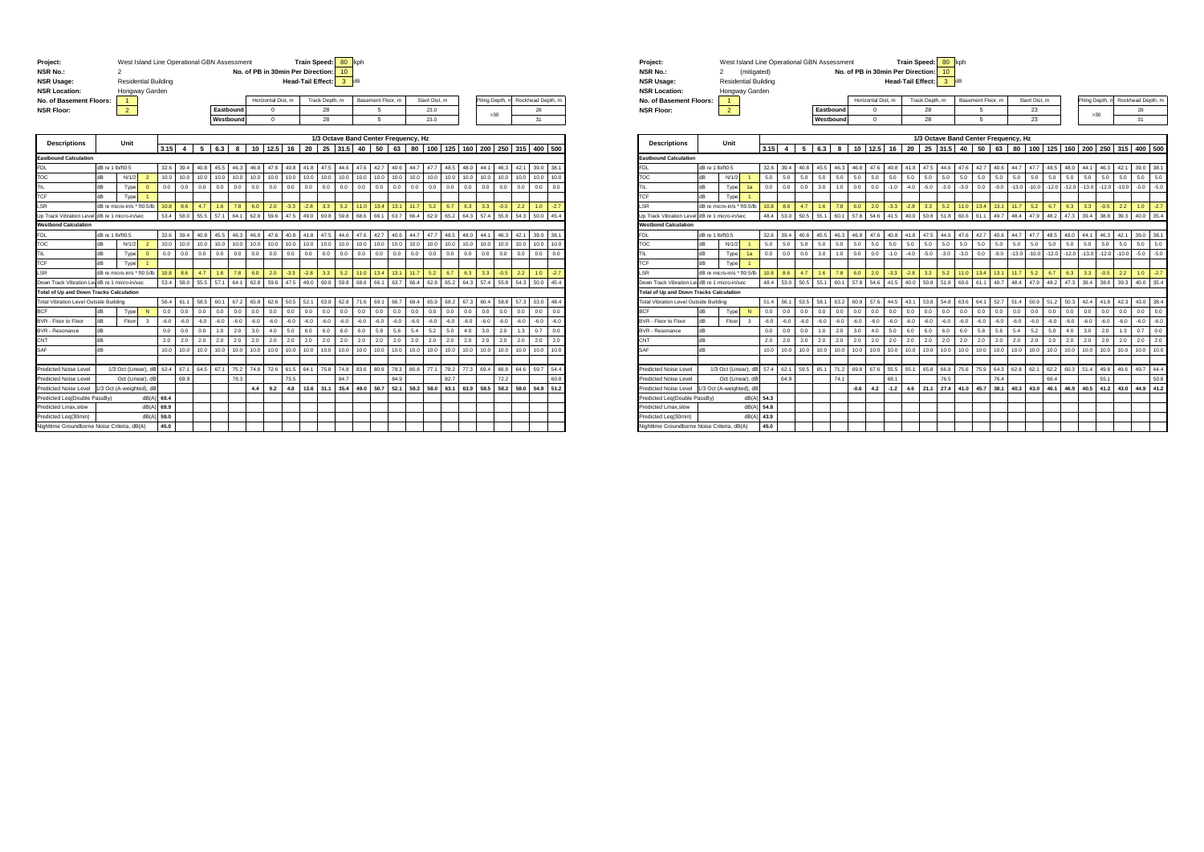**Project:** West Island Line Operational GBN Assessment
**NSR No.:** 2
**NSR Usage:** Residential Building
**NSR Location:** Hongway Garden
**No. of Basement Floors:** 1
**NSR Floor:** 2

**Train Speed:** 80 kph
**No. of PB in 30min Per Direction:** 10
**Head-Tail Effect:** 3 dB

| | Horizontal Dist, m | Track Depth, m | Basement Floor, m | Slant Dist, m | Piling Depth, m | Rockhead Depth, m |
|---|---|---|---|---|---|---|
| Eastbound | 0 | 28 | 5 | 23.0 | >30 | 28 |
| Westbound | 0 | 28 | 5 | 23.0 | | 31 |

| Descriptions | Unit | | | 3.15 | 4 | 5 | 6.3 | 8 | 10 | 12.5 | 16 | 20 | 25 | 31.5 | 40 | 50 | 63 | 80 | 100 | 125 | 160 | 200 | 250 | 315 | 400 | 500 |
|---|---|---|---|---|---|---|---|---|---|---|---|---|---|---|---|---|---|---|---|---|---|---|---|---|---|---|
| | | | | 1/3 Octave Band Center Frequency, Hz | | | | | | | | | | | | | | | | | | | | | | |
| **Eastbound Calculation** | | | | | | | | | | | | | | | | | | | | | | | | | | |
| FDL | dB re 1 lb/ft0.5 | | | 32.6 | 39.4 | 40.8 | 45.5 | 46.3 | 46.8 | 47.6 | 40.8 | 41.8 | 47.5 | 44.6 | 47.6 | 42.7 | 40.6 | 44.7 | 47.7 | 48.5 | 48.0 | 44.1 | 46.3 | 42.1 | 39.0 | 38.1 |
| TOC | dB | N/1/2 | 2 | 10.0 | 10.0 | 10.0 | 10.0 | 10.0 | 10.0 | 10.0 | 10.0 | 10.0 | 10.0 | 10.0 | 10.0 | 10.0 | 10.0 | 10.0 | 10.0 | 10.0 | 10.0 | 10.0 | 10.0 | 10.0 | 10.0 | 10.0 |
| TIL | dB | Type | 0 | 0.0 | 0.0 | 0.0 | 0.0 | 0.0 | 0.0 | 0.0 | 0.0 | 0.0 | 0.0 | 0.0 | 0.0 | 0.0 | 0.0 | 0.0 | 0.0 | 0.0 | 0.0 | 0.0 | 0.0 | 0.0 | 0.0 | 0.0 |
| TCF | dB | Type | 1 | | | | | | | | | | | | | | | | | | | | | | | |
| LSR | dB re micro-in/s * ft0.5/lb | | | 10.8 | 8.6 | 4.7 | 1.6 | 7.8 | 6.0 | 2.0 | -3.3 | -2.8 | 3.3 | 5.2 | 11.0 | 13.4 | 13.1 | 11.7 | 5.2 | 6.7 | 6.3 | 3.3 | -0.5 | 2.2 | 1.0 | -2.7 |
| Up Track Vibration Level | dB re 1 micro-in/sec | | | 53.4 | 58.0 | 55.5 | 57.1 | 64.1 | 62.8 | 59.6 | 47.5 | 49.0 | 60.8 | 59.8 | 68.6 | 66.1 | 63.7 | 66.4 | 62.9 | 65.2 | 64.3 | 57.4 | 55.8 | 54.3 | 50.0 | 45.4 |
| **Westbound Calculation** | | | | | | | | | | | | | | | | | | | | | | | | | | |
| FDL | dB re 1 lb/ft0.5 | | | 32.6 | 39.4 | 40.8 | 45.5 | 46.3 | 46.8 | 47.6 | 40.8 | 41.8 | 47.5 | 44.6 | 47.6 | 42.7 | 40.6 | 44.7 | 47.7 | 48.5 | 48.0 | 44.1 | 46.3 | 42.1 | 39.0 | 38.1 |
| TOC | dB | N/1/2 | 2 | 10.0 | 10.0 | 10.0 | 10.0 | 10.0 | 10.0 | 10.0 | 10.0 | 10.0 | 10.0 | 10.0 | 10.0 | 10.0 | 10.0 | 10.0 | 10.0 | 10.0 | 10.0 | 10.0 | 10.0 | 10.0 | 10.0 | 10.0 |
| TIL | dB | Type | 0 | 0.0 | 0.0 | 0.0 | 0.0 | 0.0 | 0.0 | 0.0 | 0.0 | 0.0 | 0.0 | 0.0 | 0.0 | 0.0 | 0.0 | 0.0 | 0.0 | 0.0 | 0.0 | 0.0 | 0.0 | 0.0 | 0.0 | 0.0 |
| TCF | dB | Type | 1 | | | | | | | | | | | | | | | | | | | | | | | |
| LSR | dB re micro-in/s * ft0.5/lb | | | 10.8 | 8.6 | 4.7 | 1.6 | 7.8 | 6.0 | 2.0 | -3.3 | -2.8 | 3.3 | 5.2 | 11.0 | 13.4 | 13.1 | 11.7 | 5.2 | 6.7 | 6.3 | 3.3 | -0.5 | 2.2 | 1.0 | -2.7 |
| Down Track Vibration Level | dB re 1 micro-in/sec | | | 53.4 | 58.0 | 55.5 | 57.1 | 64.1 | 62.8 | 59.6 | 47.5 | 49.0 | 60.8 | 59.8 | 68.6 | 66.1 | 63.7 | 66.4 | 62.9 | 65.2 | 64.3 | 57.4 | 55.8 | 54.3 | 50.0 | 45.4 |
| **Total of Up and Down Tracks Calculation** | | | | | | | | | | | | | | | | | | | | | | | | | | |
| Total Vibration Level Outside Building | | | | 56.4 | 61.1 | 58.5 | 60.1 | 67.2 | 65.8 | 62.6 | 50.5 | 52.1 | 63.8 | 62.8 | 71.6 | 69.1 | 66.7 | 69.4 | 65.9 | 68.2 | 67.3 | 60.4 | 58.8 | 57.3 | 53.0 | 48.4 |
| BCF | dB | Type | N | 0.0 | 0.0 | 0.0 | 0.0 | 0.0 | 0.0 | 0.0 | 0.0 | 0.0 | 0.0 | 0.0 | 0.0 | 0.0 | 0.0 | 0.0 | 0.0 | 0.0 | 0.0 | 0.0 | 0.0 | 0.0 | 0.0 | 0.0 |
| BVR - Floor to Floor | dB | Floor | 3 | -6.0 | -6.0 | -6.0 | -6.0 | -6.0 | -6.0 | -6.0 | -6.0 | -6.0 | -6.0 | -6.0 | -6.0 | -6.0 | -6.0 | -6.0 | -6.0 | -6.0 | -6.0 | -6.0 | -6.0 | -6.0 | -6.0 | -6.0 |
| BVR - Resonance | dB | | | 0.0 | 0.0 | 0.0 | 1.0 | 2.0 | 3.0 | 4.0 | 5.0 | 6.0 | 6.0 | 6.0 | 6.0 | 5.8 | 5.6 | 5.4 | 5.2 | 5.0 | 4.0 | 3.0 | 2.0 | 1.3 | 0.7 | 0.0 |
| CNT | dB | | | 2.0 | 2.0 | 2.0 | 2.0 | 2.0 | 2.0 | 2.0 | 2.0 | 2.0 | 2.0 | 2.0 | 2.0 | 2.0 | 2.0 | 2.0 | 2.0 | 2.0 | 2.0 | 2.0 | 2.0 | 2.0 | 2.0 | 2.0 |
| SAF | dB | | | 10.0 | 10.0 | 10.0 | 10.0 | 10.0 | 10.0 | 10.0 | 10.0 | 10.0 | 10.0 | 10.0 | 10.0 | 10.0 | 10.0 | 10.0 | 10.0 | 10.0 | 10.0 | 10.0 | 10.0 | 10.0 | 10.0 | 10.0 |
| Predicted Noise Level | 1/3 Oct (Linear), dB | | | 62.4 | 67.1 | 64.5 | 67.1 | 75.2 | 74.8 | 72.6 | 61.5 | 64.1 | 75.8 | 74.8 | 83.6 | 80.9 | 78.3 | 80.8 | 77.1 | 79.2 | 77.3 | 69.4 | 66.8 | 64.6 | 59.7 | 54.4 |
| Predicted Noise Level | Oct (Linear), dB | | | | 69.9 | | | 78.3 | | | 73.5 | | | 84.7 | | | 84.9 | | | 82.7 | | | 72.2 | | | 60.8 |
| Predicted Noise Level | 1/3 Oct (A-weighted), dB | | | | | | | | 4.4 | 9.2 | 4.8 | 13.6 | 31.1 | 35.4 | 49.0 | 50.7 | 52.1 | 58.3 | 58.0 | 63.1 | 63.9 | 58.5 | 58.2 | 58.0 | 54.9 | 51.2 |
| Predicted Leq(Double PassBy) | | | dB(A) | 69.4 | | | | | | | | | | | | | | | | | | | | | | |
| Predicted Lmax,slow | | | dB(A) | 69.9 | | | | | | | | | | | | | | | | | | | | | | |
| Predicted Leq(30min) | | | dB(A) | 59.0 | | | | | | | | | | | | | | | | | | | | | | |
| Nighttime Groundborne Noise Criteria, dB(A) | | | | 45.0 | | | | | | | | | | | | | | | | | | | | | | |

**Project:** West Island Line Operational GBN Assessment
**NSR No.:** 2 (mitigated)
**NSR Usage:** Residential Building
**NSR Location:** Hongway Garden
**No. of Basement Floors:** 1
**NSR Floor:** 2

**Train Speed:** 80 kph
**No. of PB in 30min Per Direction:** 10
**Head-Tail Effect:** 3 dB

| | Horizontal Dist, m | Track Depth, m | Basement Floor, m | Slant Dist, m | Piling Depth, m | Rockhead Depth, m |
|---|---|---|---|---|---|---|
| Eastbound | 0 | 28 | 5 | 23 | >30 | 28 |
| Westbound | 0 | 28 | 5 | 23 | | 31 |

| Descriptions | Unit | | | 3.15 | 4 | 5 | 6.3 | 8 | 10 | 12.5 | 16 | 20 | 25 | 31.5 | 40 | 50 | 63 | 80 | 100 | 125 | 160 | 200 | 250 | 315 | 400 | 500 |
|---|---|---|---|---|---|---|---|---|---|---|---|---|---|---|---|---|---|---|---|---|---|---|---|---|---|---|
| | | | | 1/3 Octave Band Center Frequency, Hz | | | | | | | | | | | | | | | | | | | | | | |
| **Eastbound Calculation** | | | | | | | | | | | | | | | | | | | | | | | | | | |
| FDL | dB re 1 lb/ft0.5 | | | 32.6 | 39.4 | 40.8 | 45.5 | 46.3 | 46.8 | 47.6 | 40.8 | 41.8 | 47.5 | 44.6 | 47.6 | 42.7 | 40.6 | 44.7 | 47.7 | 48.5 | 48.0 | 44.1 | 46.3 | 42.1 | 39.0 | 38.1 |
| TOC | dB | N/1/2 | 1 | 5.0 | 5.0 | 5.0 | 5.0 | 5.0 | 5.0 | 5.0 | 5.0 | 5.0 | 5.0 | 5.0 | 5.0 | 5.0 | 5.0 | 5.0 | 5.0 | 5.0 | 5.0 | 5.0 | 5.0 | 5.0 | 5.0 | 5.0 |
| TIL | dB | Type | 1a | 0.0 | 0.0 | 0.0 | 3.0 | 1.0 | 0.0 | 0.0 | -1.0 | -4.0 | -5.0 | -3.0 | -3.0 | 0.0 | -9.0 | -13.0 | -10.0 | -12.0 | -12.0 | -13.0 | -12.0 | -10.0 | -5.0 | -5.0 |
| TCF | dB | Type | 1 | | | | | | | | | | | | | | | | | | | | | | | |
| LSR | dB re micro-in/s * ft0.5/lb | | | 10.8 | 8.6 | 4.7 | 1.6 | 7.8 | 6.0 | 2.0 | -3.3 | -2.8 | 3.3 | 5.2 | 11.0 | 13.4 | 13.1 | 11.7 | 5.2 | 6.7 | 6.3 | 3.3 | -0.5 | 2.2 | 1.0 | -2.7 |
| Up Track Vibration Level | dB re 1 micro-in/sec | | | 48.4 | 53.0 | 50.5 | 55.1 | 60.1 | 57.8 | 54.6 | 41.5 | 40.0 | 50.8 | 51.8 | 60.6 | 61.1 | 49.7 | 48.4 | 47.9 | 48.2 | 47.3 | 39.4 | 38.8 | 39.3 | 40.0 | 35.4 |
| **Westbound Calculation** | | | | | | | | | | | | | | | | | | | | | | | | | | |
| FDL | dB re 1 lb/ft0.5 | | | 32.6 | 39.4 | 40.8 | 45.5 | 46.3 | 46.8 | 47.6 | 40.8 | 41.8 | 47.5 | 44.6 | 47.6 | 42.7 | 40.6 | 44.7 | 47.7 | 48.5 | 48.0 | 44.1 | 46.3 | 42.1 | 39.0 | 38.1 |
| TOC | dB | N/1/2 | 1 | 5.0 | 5.0 | 5.0 | 5.0 | 5.0 | 5.0 | 5.0 | 5.0 | 5.0 | 5.0 | 5.0 | 5.0 | 5.0 | 5.0 | 5.0 | 5.0 | 5.0 | 5.0 | 5.0 | 5.0 | 5.0 | 5.0 | 5.0 |
| TIL | dB | Type | 1a | 0.0 | 0.0 | 0.0 | 3.0 | 1.0 | 0.0 | 0.0 | -1.0 | -4.0 | -5.0 | -3.0 | -3.0 | 0.0 | -9.0 | -13.0 | -10.0 | -12.0 | -12.0 | -13.0 | -12.0 | -10.0 | -5.0 | -5.0 |
| TCF | dB | Type | 1 | | | | | | | | | | | | | | | | | | | | | | | |
| LSR | dB re micro-in/s * ft0.5/lb | | | 10.8 | 8.6 | 4.7 | 1.6 | 7.8 | 6.0 | 2.0 | -3.3 | -2.8 | 3.3 | 5.2 | 11.0 | 13.4 | 13.1 | 11.7 | 5.2 | 6.7 | 6.3 | 3.3 | -0.5 | 2.2 | 1.0 | -2.7 |
| Down Track Vibration Level | dB re 1 micro-in/sec | | | 48.4 | 53.0 | 50.5 | 55.1 | 60.1 | 57.8 | 54.6 | 41.5 | 40.0 | 50.8 | 51.8 | 60.6 | 61.1 | 49.7 | 48.4 | 47.9 | 48.2 | 47.3 | 39.4 | 38.8 | 39.3 | 40.0 | 35.4 |
| **Total of Up and Down Tracks Calculation** | | | | | | | | | | | | | | | | | | | | | | | | | | |
| Total Vibration Level Outside Building | | | | 51.4 | 56.1 | 53.5 | 58.1 | 63.2 | 60.8 | 57.6 | 44.5 | 43.1 | 53.8 | 54.8 | 63.6 | 64.1 | 52.7 | 51.4 | 50.9 | 51.2 | 50.3 | 42.4 | 41.8 | 42.3 | 43.0 | 38.4 |
| BCF | dB | Type | N | 0.0 | 0.0 | 0.0 | 0.0 | 0.0 | 0.0 | 0.0 | 0.0 | 0.0 | 0.0 | 0.0 | 0.0 | 0.0 | 0.0 | 0.0 | 0.0 | 0.0 | 0.0 | 0.0 | 0.0 | 0.0 | 0.0 | 0.0 |
| BVR - Floor to Floor | dB | Floor | 3 | -6.0 | -6.0 | -6.0 | -6.0 | -6.0 | -6.0 | -6.0 | -6.0 | -6.0 | -6.0 | -6.0 | -6.0 | -6.0 | -6.0 | -6.0 | -6.0 | -6.0 | -6.0 | -6.0 | -6.0 | -6.0 | -6.0 | -6.0 |
| BVR - Resonance | dB | | | 0.0 | 0.0 | 0.0 | 1.0 | 2.0 | 3.0 | 4.0 | 5.0 | 6.0 | 6.0 | 6.0 | 6.0 | 5.8 | 5.6 | 5.4 | 5.2 | 5.0 | 4.0 | 3.0 | 2.0 | 1.3 | 0.7 | 0.0 |
| CNT | dB | | | 2.0 | 2.0 | 2.0 | 2.0 | 2.0 | 2.0 | 2.0 | 2.0 | 2.0 | 2.0 | 2.0 | 2.0 | 2.0 | 2.0 | 2.0 | 2.0 | 2.0 | 2.0 | 2.0 | 2.0 | 2.0 | 2.0 | 2.0 |
| SAF | dB | | | 10.0 | 10.0 | 10.0 | 10.0 | 10.0 | 10.0 | 10.0 | 10.0 | 10.0 | 10.0 | 10.0 | 10.0 | 10.0 | 10.0 | 10.0 | 10.0 | 10.0 | 10.0 | 10.0 | 10.0 | 10.0 | 10.0 | 10.0 |
| Predicted Noise Level | 1/3 Oct (Linear), dB | | | 57.4 | 62.1 | 59.5 | 65.1 | 71.2 | 69.8 | 67.6 | 55.5 | 55.1 | 65.8 | 66.8 | 75.6 | 75.9 | 64.3 | 62.8 | 62.1 | 62.2 | 60.3 | 51.4 | 49.8 | 49.6 | 49.7 | 44.4 |
| Predicted Noise Level | Oct (Linear), dB | | | | 64.9 | | | 74.1 | | | 68.1 | | | 76.5 | | | 76.4 | | | 66.4 | | | 55.1 | | | 50.8 |
| Predicted Noise Level | 1/3 Oct (A-weighted), dB | | | | | | | | -0.6 | 4.2 | -1.2 | 4.6 | 21.1 | 27.4 | 41.0 | 45.7 | 38.1 | 40.3 | 43.0 | 46.1 | 46.9 | 40.5 | 41.2 | 43.0 | 44.9 | 41.2 |
| Predicted Leq(Double PassBy) | | | dB(A) | 54.3 | | | | | | | | | | | | | | | | | | | | | | |
| Predicted Lmax,slow | | | dB(A) | 54.8 | | | | | | | | | | | | | | | | | | | | | | |
| Predicted Leq(30min) | | | dB(A) | 43.9 | | | | | | | | | | | | | | | | | | | | | | |
| Nighttime Groundborne Noise Criteria, dB(A) | | | | 45.0 | | | | | | | | | | | | | | | | | | | | | | |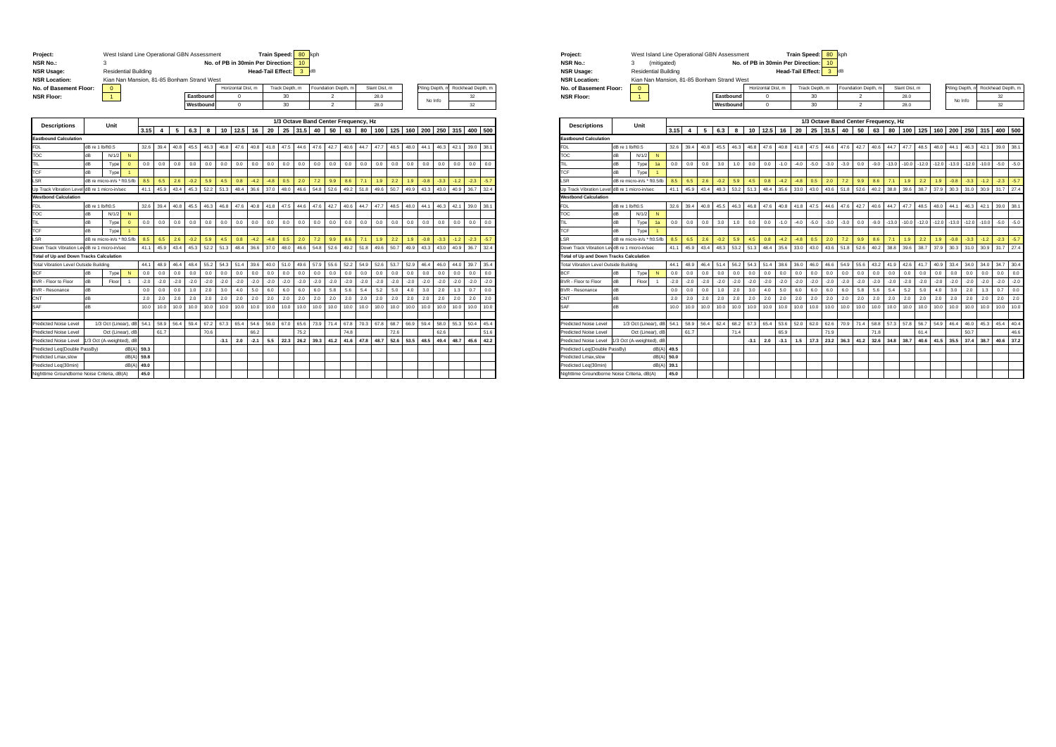**Project:** West Island Line Operational GBN Assessment  **Train Speed:** 80 kph
**NSR No.:** 3  **No. of PB in 30min Per Direction:** 10
**NSR Usage:** Residential Building  **Head-Tail Effect:** 3 dB
**NSR Location:** Kian Nan Mansion, 81-85 Bonham Strand West
**No. of Basement Floor:** 0
**NSR Floor:** 1

| | Horizontal Dist, m | Track Depth, m | Foundation Depth, m | Slant Dist, m | Piling Depth, m | Rockhead Depth, m |
|---|---|---|---|---|---|---|
| Eastbound | 0 | 30 | 2 | 28.0 | No Info | 32 |
| Westbound | 0 | 30 | 2 | 28.0 | No Info | 32 |

| Descriptions | Unit | | | 1/3 Octave Band Center Frequency, Hz | | | | | | | | | | | | | | | | | | | | | | |
|---|---|---|---|---|---|---|---|---|---|---|---|---|---|---|---|---|---|---|---|---|---|---|---|---|---|---|
| | | | | 3.15 | 4 | 5 | 6.3 | 8 | 10 | 12.5 | 16 | 20 | 25 | 31.5 | 40 | 50 | 63 | 80 | 100 | 125 | 160 | 200 | 250 | 315 | 400 | 500 |
| **Eastbound Calculation** | | | | | | | | | | | | | | | | | | | | | | | | | | |
| FDL | dB re 1 lb/ft0.5 | | | 32.6 | 39.4 | 40.8 | 45.5 | 46.3 | 46.8 | 47.6 | 40.8 | 41.8 | 47.5 | 44.6 | 47.6 | 42.7 | 40.6 | 44.7 | 47.7 | 48.5 | 48.0 | 44.1 | 46.3 | 42.1 | 39.0 | 38.1 |
| TOC | dB | N/1/2 | N | | | | | | | | | | | | | | | | | | | | | | | |
| TIL | dB | Type | 0 | 0.0 | 0.0 | 0.0 | 0.0 | 0.0 | 0.0 | 0.0 | 0.0 | 0.0 | 0.0 | 0.0 | 0.0 | 0.0 | 0.0 | 0.0 | 0.0 | 0.0 | 0.0 | 0.0 | 0.0 | 0.0 | 0.0 | 0.0 |
| TCF | dB | Type | 1 | | | | | | | | | | | | | | | | | | | | | | | |
| LSR | dB re micro-in/s * ft0.5/lb | | | 8.5 | 6.5 | 2.6 | -0.2 | 5.9 | 4.5 | 0.8 | -4.2 | -4.8 | 0.5 | 2.0 | 7.2 | 9.9 | 8.6 | 7.1 | 1.9 | 2.2 | 1.9 | -0.8 | -3.3 | -1.2 | -2.3 | -5.7 |
| Up Track Vibration Level | dB re 1 micro-in/sec | | | 41.1 | 45.9 | 43.4 | 45.3 | 52.2 | 51.3 | 48.4 | 36.6 | 37.0 | 48.0 | 46.6 | 54.8 | 52.6 | 49.2 | 51.8 | 49.6 | 50.7 | 49.9 | 43.3 | 43.0 | 40.9 | 36.7 | 32.4 |
| **Westbound Calculation** | | | | | | | | | | | | | | | | | | | | | | | | | | |
| FDL | dB re 1 lb/ft0.5 | | | 32.6 | 39.4 | 40.8 | 45.5 | 46.3 | 46.8 | 47.6 | 40.8 | 41.8 | 47.5 | 44.6 | 47.6 | 42.7 | 40.6 | 44.7 | 47.7 | 48.5 | 48.0 | 44.1 | 46.3 | 42.1 | 39.0 | 38.1 |
| TOC | dB | N/1/2 | N | | | | | | | | | | | | | | | | | | | | | | | |
| TIL | dB | Type | 0 | 0.0 | 0.0 | 0.0 | 0.0 | 0.0 | 0.0 | 0.0 | 0.0 | 0.0 | 0.0 | 0.0 | 0.0 | 0.0 | 0.0 | 0.0 | 0.0 | 0.0 | 0.0 | 0.0 | 0.0 | 0.0 | 0.0 | 0.0 |
| TCF | dB | Type | 1 | | | | | | | | | | | | | | | | | | | | | | | |
| LSR | dB re micro-in/s * ft0.5/lb | | | 8.5 | 6.5 | 2.6 | -0.2 | 5.9 | 4.5 | 0.8 | -4.2 | -4.8 | 0.5 | 2.0 | 7.2 | 9.9 | 8.6 | 7.1 | 1.9 | 2.2 | 1.9 | -0.8 | -3.3 | -1.2 | -2.3 | -5.7 |
| Down Track Vibration Level | dB re 1 micro-in/sec | | | 41.1 | 45.9 | 43.4 | 45.3 | 52.2 | 51.3 | 48.4 | 36.6 | 37.0 | 48.0 | 46.6 | 54.8 | 52.6 | 49.2 | 51.8 | 49.6 | 50.7 | 49.9 | 43.3 | 43.0 | 40.9 | 36.7 | 32.4 |
| **Total of Up and Down Tracks Calculation** | | | | | | | | | | | | | | | | | | | | | | | | | | |
| Total Vibration Level Outside Building | | | | 44.1 | 48.9 | 46.4 | 48.4 | 55.2 | 54.3 | 51.4 | 39.6 | 40.0 | 51.0 | 49.6 | 57.9 | 55.6 | 52.2 | 54.9 | 52.6 | 53.7 | 52.9 | 46.4 | 46.0 | 44.0 | 39.7 | 35.4 |
| BCF | dB | Type | N | 0.0 | 0.0 | 0.0 | 0.0 | 0.0 | 0.0 | 0.0 | 0.0 | 0.0 | 0.0 | 0.0 | 0.0 | 0.0 | 0.0 | 0.0 | 0.0 | 0.0 | 0.0 | 0.0 | 0.0 | 0.0 | 0.0 | 0.0 |
| BVR - Floor to Floor | dB | Floor | 1 | -2.0 | -2.0 | -2.0 | -2.0 | -2.0 | -2.0 | -2.0 | -2.0 | -2.0 | -2.0 | -2.0 | -2.0 | -2.0 | -2.0 | -2.0 | -2.0 | -2.0 | -2.0 | -2.0 | -2.0 | -2.0 | -2.0 | -2.0 |
| BVR - Resonance | dB | | | 0.0 | 0.0 | 0.0 | 1.0 | 2.0 | 3.0 | 4.0 | 5.0 | 6.0 | 6.0 | 6.0 | 6.0 | 5.8 | 5.6 | 5.4 | 5.2 | 5.0 | 4.0 | 3.0 | 2.0 | 1.3 | 0.7 | 0.0 |
| CNT | dB | | | 2.0 | 2.0 | 2.0 | 2.0 | 2.0 | 2.0 | 2.0 | 2.0 | 2.0 | 2.0 | 2.0 | 2.0 | 2.0 | 2.0 | 2.0 | 2.0 | 2.0 | 2.0 | 2.0 | 2.0 | 2.0 | 2.0 | 2.0 |
| SAF | dB | | | 10.0 | 10.0 | 10.0 | 10.0 | 10.0 | 10.0 | 10.0 | 10.0 | 10.0 | 10.0 | 10.0 | 10.0 | 10.0 | 10.0 | 10.0 | 10.0 | 10.0 | 10.0 | 10.0 | 10.0 | 10.0 | 10.0 | 10.0 |
| Predicted Noise Level | 1/3 Oct (Linear), dB | | | 54.1 | 58.9 | 56.4 | 59.4 | 67.2 | 67.3 | 65.4 | 54.6 | 56.0 | 67.0 | 65.6 | 73.9 | 71.4 | 67.8 | 70.3 | 67.8 | 68.7 | 66.9 | 59.4 | 58.0 | 55.3 | 50.4 | 45.4 |
| Predicted Noise Level | Oct (Linear), dB | | | | 61.7 | | | 70.6 | | | 66.2 | | | 75.2 | | | 74.8 | | | 72.6 | | | 62.6 | | | 51.6 |
| Predicted Noise Level | 1/3 Oct (A-weighted), dB | | | | | | | | -3.1 | 2.0 | -2.1 | 5.5 | 22.3 | 26.2 | 39.3 | 41.2 | 41.6 | 47.8 | 48.7 | 52.6 | 53.5 | 48.5 | 49.4 | 48.7 | 45.6 | 42.2 |
| Predicted Leq(Double PassBy) | | | dB(A) | 59.3 | | | | | | | | | | | | | | | | | | | | | | |
| Predicted Lmax,slow | | | dB(A) | 59.8 | | | | | | | | | | | | | | | | | | | | | | |
| Predicted Leq(30min) | | | dB(A) | 49.0 | | | | | | | | | | | | | | | | | | | | | | |
| Nighttime Groundborne Noise Criteria, dB(A) | | | | 45.0 | | | | | | | | | | | | | | | | | | | | | | |

**Project:** West Island Line Operational GBN Assessment  **Train Speed:** 80 kph
**NSR No.:** 3 (mitigated)  **No. of PB in 30min Per Direction:** 10
**NSR Usage:** Residential Building  **Head-Tail Effect:** 3 dB
**NSR Location:** Kian Nan Mansion, 81-85 Bonham Strand West
**No. of Basement Floor:** 0
**NSR Floor:** 1

| | Horizontal Dist, m | Track Depth, m | Foundation Depth, m | Slant Dist, m | Piling Depth, m | Rockhead Depth, m |
|---|---|---|---|---|---|---|
| Eastbound | 0 | 30 | 2 | 28.0 | No Info | 32 |
| Westbound | 0 | 30 | 2 | 28.0 | No Info | 32 |

| Descriptions | Unit | | | 1/3 Octave Band Center Frequency, Hz | | | | | | | | | | | | | | | | | | | | | | |
|---|---|---|---|---|---|---|---|---|---|---|---|---|---|---|---|---|---|---|---|---|---|---|---|---|---|---|
| | | | | 3.15 | 4 | 5 | 6.3 | 8 | 10 | 12.5 | 16 | 20 | 25 | 31.5 | 40 | 50 | 63 | 80 | 100 | 125 | 160 | 200 | 250 | 315 | 400 | 500 |
| **Eastbound Calculation** | | | | | | | | | | | | | | | | | | | | | | | | | | |
| FDL | dB re 1 lb/ft0.5 | | | 32.6 | 39.4 | 40.8 | 45.5 | 46.3 | 46.8 | 47.6 | 40.8 | 41.8 | 47.5 | 44.6 | 47.6 | 42.7 | 40.6 | 44.7 | 47.7 | 48.5 | 48.0 | 44.1 | 46.3 | 42.1 | 39.0 | 38.1 |
| TOC | dB | N/1/2 | N | | | | | | | | | | | | | | | | | | | | | | | |
| TIL | dB | Type | 1a | 0.0 | 0.0 | 0.0 | 3.0 | 1.0 | 0.0 | 0.0 | -1.0 | -4.0 | -5.0 | -3.0 | -3.0 | 0.0 | -9.0 | -13.0 | -10.0 | -12.0 | -12.0 | -13.0 | -12.0 | -10.0 | -5.0 | -5.0 |
| TCF | dB | Type | 1 | | | | | | | | | | | | | | | | | | | | | | | |
| LSR | dB re micro-in/s * ft0.5/lb | | | 8.5 | 6.5 | 2.6 | -0.2 | 5.9 | 4.5 | 0.8 | -4.2 | -4.8 | 0.5 | 2.0 | 7.2 | 9.9 | 8.6 | 7.1 | 1.9 | 2.2 | 1.9 | -0.8 | -3.3 | -1.2 | -2.3 | -5.7 |
| Up Track Vibration Level | dB re 1 micro-in/sec | | | 41.1 | 45.9 | 43.4 | 48.3 | 53.2 | 51.3 | 48.4 | 35.6 | 33.0 | 43.0 | 43.6 | 51.8 | 52.6 | 40.2 | 38.8 | 39.6 | 38.7 | 37.9 | 30.3 | 31.0 | 30.9 | 31.7 | 27.4 |
| **Westbound Calculation** | | | | | | | | | | | | | | | | | | | | | | | | | | |
| FDL | dB re 1 lb/ft0.5 | | | 32.6 | 39.4 | 40.8 | 45.5 | 46.3 | 46.8 | 47.6 | 40.8 | 41.8 | 47.5 | 44.6 | 47.6 | 42.7 | 40.6 | 44.7 | 47.7 | 48.5 | 48.0 | 44.1 | 46.3 | 42.1 | 39.0 | 38.1 |
| TOC | dB | N/1/2 | N | | | | | | | | | | | | | | | | | | | | | | | |
| TIL | dB | Type | 1a | 0.0 | 0.0 | 0.0 | 3.0 | 1.0 | 0.0 | 0.0 | -1.0 | -4.0 | -5.0 | -3.0 | -3.0 | 0.0 | -9.0 | -13.0 | -10.0 | -12.0 | -12.0 | -13.0 | -12.0 | -10.0 | -5.0 | -5.0 |
| TCF | dB | Type | 1 | | | | | | | | | | | | | | | | | | | | | | | |
| LSR | dB re micro-in/s * ft0.5/lb | | | 8.5 | 6.5 | 2.6 | -0.2 | 5.9 | 4.5 | 0.8 | -4.2 | -4.8 | 0.5 | 2.0 | 7.2 | 9.9 | 8.6 | 7.1 | 1.9 | 2.2 | 1.9 | -0.8 | -3.3 | -1.2 | -2.3 | -5.7 |
| Down Track Vibration Level | dB re 1 micro-in/sec | | | 41.1 | 45.9 | 43.4 | 48.3 | 53.2 | 51.3 | 48.4 | 35.6 | 33.0 | 43.0 | 43.6 | 51.8 | 52.6 | 40.2 | 38.8 | 39.6 | 38.7 | 37.9 | 30.3 | 31.0 | 30.9 | 31.7 | 27.4 |
| **Total of Up and Down Tracks Calculation** | | | | | | | | | | | | | | | | | | | | | | | | | | |
| Total Vibration Level Outside Building | | | | 44.1 | 48.9 | 46.4 | 51.4 | 56.2 | 54.3 | 51.4 | 38.6 | 36.0 | 46.0 | 46.6 | 54.9 | 55.6 | 43.2 | 41.9 | 42.6 | 41.7 | 40.9 | 33.4 | 34.0 | 34.0 | 34.7 | 30.4 |
| BCF | dB | Type | N | 0.0 | 0.0 | 0.0 | 0.0 | 0.0 | 0.0 | 0.0 | 0.0 | 0.0 | 0.0 | 0.0 | 0.0 | 0.0 | 0.0 | 0.0 | 0.0 | 0.0 | 0.0 | 0.0 | 0.0 | 0.0 | 0.0 | 0.0 |
| BVR - Floor to Floor | dB | Floor | 1 | -2.0 | -2.0 | -2.0 | -2.0 | -2.0 | -2.0 | -2.0 | -2.0 | -2.0 | -2.0 | -2.0 | -2.0 | -2.0 | -2.0 | -2.0 | -2.0 | -2.0 | -2.0 | -2.0 | -2.0 | -2.0 | -2.0 | -2.0 |
| BVR - Resonance | dB | | | 0.0 | 0.0 | 0.0 | 1.0 | 2.0 | 3.0 | 4.0 | 5.0 | 6.0 | 6.0 | 6.0 | 6.0 | 5.8 | 5.6 | 5.4 | 5.2 | 5.0 | 4.0 | 3.0 | 2.0 | 1.3 | 0.7 | 0.0 |
| CNT | dB | | | 2.0 | 2.0 | 2.0 | 2.0 | 2.0 | 2.0 | 2.0 | 2.0 | 2.0 | 2.0 | 2.0 | 2.0 | 2.0 | 2.0 | 2.0 | 2.0 | 2.0 | 2.0 | 2.0 | 2.0 | 2.0 | 2.0 | 2.0 |
| SAF | dB | | | 10.0 | 10.0 | 10.0 | 10.0 | 10.0 | 10.0 | 10.0 | 10.0 | 10.0 | 10.0 | 10.0 | 10.0 | 10.0 | 10.0 | 10.0 | 10.0 | 10.0 | 10.0 | 10.0 | 10.0 | 10.0 | 10.0 | 10.0 |
| Predicted Noise Level | 1/3 Oct (Linear), dB | | | 54.1 | 58.9 | 56.4 | 62.4 | 68.2 | 67.3 | 65.4 | 53.6 | 52.0 | 62.0 | 62.6 | 70.9 | 71.4 | 58.8 | 57.3 | 57.8 | 56.7 | 54.9 | 46.4 | 46.0 | 45.3 | 45.3 | 40.4 |
| Predicted Noise Level | Oct (Linear), dB | | | | 61.7 | | | 71.4 | | | 65.9 | | | 71.9 | | | 71.8 | | | 61.4 | | | 50.7 | | | 46.6 |
| Predicted Noise Level | 1/3 Oct (A-weighted), dB | | | | | | | | -3.1 | 2.0 | -3.1 | 1.5 | 17.3 | 23.2 | 36.3 | 41.2 | 32.6 | 34.8 | 38.7 | 40.6 | 41.5 | 35.5 | 37.4 | 38.7 | 40.6 | 37.2 |
| Predicted Leq(Double PassBy) | | | dB(A) | 49.5 | | | | | | | | | | | | | | | | | | | | | | |
| Predicted Lmax,slow | | | dB(A) | 50.0 | | | | | | | | | | | | | | | | | | | | | | |
| Predicted Leq(30min) | | | dB(A) | 39.1 | | | | | | | | | | | | | | | | | | | | | | |
| Nighttime Groundborne Noise Criteria, dB(A) | | | | 45.0 | | | | | | | | | | | | | | | | | | | | | | |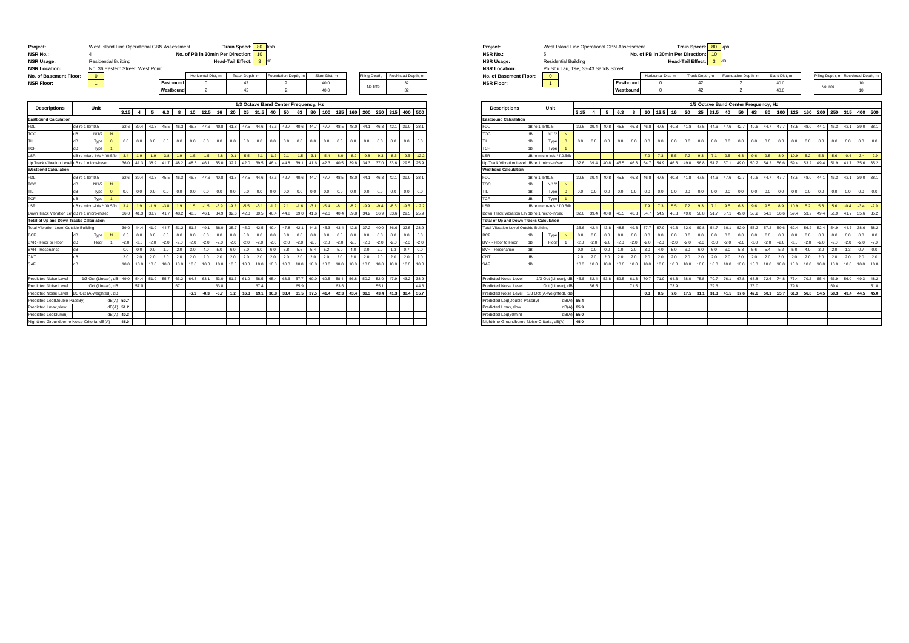**Project:** West Island Line Operational GBN Assessment
**NSR No.:** 4
**NSR Usage:** Residential Building
**NSR Location:** No. 36 Eastern Street, West Point
**No. of Basement Floor:** 0
**NSR Floor:** 1

**Train Speed:** 80 kph
**No. of PB in 30min Per Direction:** 10
**Head-Tail Effect:** 3 dB

| | Horizontal Dist, m | Track Depth, m | Foundation Depth, m | Slant Dist, m | Piling Depth, m | Rockhead Depth, m |
|---|---|---|---|---|---|---|
| Eastbound | 0 | 42 | 2 | 40.0 | No Info | 32 |
| Westbound | 2 | 42 | 2 | 40.0 | | 32 |

| Descriptions | Unit | | | 3.15 | 4 | 5 | 6.3 | 8 | 10 | 12.5 | 16 | 20 | 25 | 31.5 | 40 | 50 | 63 | 80 | 100 | 125 | 160 | 200 | 250 | 315 | 400 | 500 |
|---|---|---|---|---|---|---|---|---|---|---|---|---|---|---|---|---|---|---|---|---|---|---|---|---|---|---|
| | | | | 1/3 Octave Band Center Frequency, Hz | | | | | | | | | | | | | | | | | | | | | | |
| **Eastbound Calculation** | | | | | | | | | | | | | | | | | | | | | | | | | | |
| FDL | dB re 1 lb/ft0.5 | | | 32.6 | 39.4 | 40.8 | 45.5 | 46.3 | 46.8 | 47.6 | 40.8 | 41.8 | 47.5 | 44.6 | 47.6 | 42.7 | 40.6 | 44.7 | 47.7 | 48.5 | 48.0 | 44.1 | 46.3 | 42.1 | 39.0 | 38.1 |
| TOC | dB | N/1/2 | N | | | | | | | | | | | | | | | | | | | | | | | |
| TIL | dB | Type | 0 | 0.0 | 0.0 | 0.0 | 0.0 | 0.0 | 0.0 | 0.0 | 0.0 | 0.0 | 0.0 | 0.0 | 0.0 | 0.0 | 0.0 | 0.0 | 0.0 | 0.0 | 0.0 | 0.0 | 0.0 | 0.0 | 0.0 | 0.0 |
| TCF | dB | Type | 1 | | | | | | | | | | | | | | | | | | | | | | | |
| LSR | dB re micro-in/s * ft0.5/lb | | | 3.4 | 1.9 | -1.9 | -3.8 | 1.9 | 1.5 | -1.5 | -5.8 | -9.1 | -5.5 | -5.1 | -1.2 | 2.1 | -1.5 | -3.1 | -5.4 | -8.0 | -8.2 | -9.8 | -9.3 | -8.5 | -9.5 | -12.2 |
| Up Track Vibration Level | dB re 1 micro-in/sec | | | 36.0 | 41.3 | 38.9 | 41.7 | 48.2 | 48.3 | 46.1 | 35.0 | 32.7 | 42.0 | 39.5 | 46.4 | 44.8 | 39.1 | 41.6 | 42.3 | 40.5 | 39.8 | 34.3 | 37.0 | 33.6 | 29.5 | 25.9 |
| **Westbound Calculation** | | | | | | | | | | | | | | | | | | | | | | | | | | |
| FDL | dB re 1 lb/ft0.5 | | | 32.6 | 39.4 | 40.8 | 45.5 | 46.3 | 46.8 | 47.6 | 40.8 | 41.8 | 47.5 | 44.6 | 47.6 | 42.7 | 40.6 | 44.7 | 47.7 | 48.5 | 48.0 | 44.1 | 46.3 | 42.1 | 39.0 | 38.1 |
| TOC | dB | N/1/2 | N | | | | | | | | | | | | | | | | | | | | | | | |
| TIL | dB | Type | 0 | 0.0 | 0.0 | 0.0 | 0.0 | 0.0 | 0.0 | 0.0 | 0.0 | 0.0 | 0.0 | 0.0 | 0.0 | 0.0 | 0.0 | 0.0 | 0.0 | 0.0 | 0.0 | 0.0 | 0.0 | 0.0 | 0.0 | 0.0 |
| TCF | dB | Type | 1 | | | | | | | | | | | | | | | | | | | | | | | |
| LSR | dB re micro-in/s * ft0.5/lb | | | 3.4 | 1.9 | -1.9 | -3.8 | 1.9 | 1.5 | -1.5 | -5.9 | -9.2 | -5.5 | -5.1 | -1.2 | 2.1 | -1.6 | -3.1 | -5.4 | -8.1 | -8.2 | -9.9 | -9.4 | -8.5 | -9.5 | -12.2 |
| Down Track Vibration Level | dB re 1 micro-in/sec | | | 36.0 | 41.3 | 38.9 | 41.7 | 48.2 | 48.3 | 46.1 | 34.9 | 32.6 | 42.0 | 39.5 | 46.4 | 44.8 | 39.0 | 41.6 | 42.3 | 40.4 | 39.8 | 34.2 | 36.9 | 33.6 | 29.5 | 25.9 |
| **Total of Up and Down Tracks Calculation** | | | | | | | | | | | | | | | | | | | | | | | | | | |
| Total Vibration Level Outside Building | | | | 39.0 | 44.4 | 41.9 | 44.7 | 51.2 | 51.3 | 49.1 | 38.0 | 35.7 | 45.0 | 42.5 | 49.4 | 47.8 | 42.1 | 44.6 | 45.3 | 43.4 | 42.8 | 37.2 | 40.0 | 36.6 | 32.5 | 28.9 |
| BCF | dB | Type | N | 0.0 | 0.0 | 0.0 | 0.0 | 0.0 | 0.0 | 0.0 | 0.0 | 0.0 | 0.0 | 0.0 | 0.0 | 0.0 | 0.0 | 0.0 | 0.0 | 0.0 | 0.0 | 0.0 | 0.0 | 0.0 | 0.0 | 0.0 |
| BVR - Floor to Floor | dB | Floor | 1 | -2.0 | -2.0 | -2.0 | -2.0 | -2.0 | -2.0 | -2.0 | -2.0 | -2.0 | -2.0 | -2.0 | -2.0 | -2.0 | -2.0 | -2.0 | -2.0 | -2.0 | -2.0 | -2.0 | -2.0 | -2.0 | -2.0 | -2.0 |
| BVR - Resonance | dB | | | 0.0 | 0.0 | 0.0 | 1.0 | 2.0 | 3.0 | 4.0 | 5.0 | 6.0 | 6.0 | 6.0 | 6.0 | 5.8 | 5.6 | 5.4 | 5.2 | 5.0 | 4.0 | 3.0 | 2.0 | 1.3 | 0.7 | 0.0 |
| CNT | dB | | | 2.0 | 2.0 | 2.0 | 2.0 | 2.0 | 2.0 | 2.0 | 2.0 | 2.0 | 2.0 | 2.0 | 2.0 | 2.0 | 2.0 | 2.0 | 2.0 | 2.0 | 2.0 | 2.0 | 2.0 | 2.0 | 2.0 | 2.0 |
| SAF | dB | | | 10.0 | 10.0 | 10.0 | 10.0 | 10.0 | 10.0 | 10.0 | 10.0 | 10.0 | 10.0 | 10.0 | 10.0 | 10.0 | 10.0 | 10.0 | 10.0 | 10.0 | 10.0 | 10.0 | 10.0 | 10.0 | 10.0 | 10.0 |
| Predicted Noise Level | 1/3 Oct (Linear), dB | | | 49.0 | 54.4 | 51.9 | 55.7 | 63.2 | 64.3 | 63.1 | 53.0 | 51.7 | 61.0 | 58.5 | 65.4 | 63.6 | 57.7 | 60.0 | 60.5 | 58.4 | 56.8 | 50.2 | 52.0 | 47.9 | 43.2 | 38.9 |
| Predicted Noise Level | Oct (Linear), dB | | | | 57.0 | | | 67.1 | | | 63.8 | | | 67.4 | | | 65.9 | | | 63.6 | | | 55.1 | | | 44.6 |
| Predicted Noise Level | 1/3 Oct (A-weighted), dB | | | | | | | | -6.1 | -0.3 | -3.7 | 1.2 | 16.3 | 19.1 | 30.8 | 33.4 | 31.5 | 37.5 | 41.4 | 42.3 | 43.4 | 39.3 | 43.4 | 41.3 | 38.4 | 35.7 |
| Predicted Leq(Double PassBy) | dB(A) | | | 50.7 | | | | | | | | | | | | | | | | | | | | | | |
| Predicted Lmax,slow | dB(A) | | | 51.2 | | | | | | | | | | | | | | | | | | | | | | |
| Predicted Leq(30min) | dB(A) | | | 40.3 | | | | | | | | | | | | | | | | | | | | | | |
| Nighttime Groundborne Noise Criteria, dB(A) | | | | 45.0 | | | | | | | | | | | | | | | | | | | | | | |

**Project:** West Island Line Operational GBN Assessment
**NSR No.:** 5
**NSR Usage:** Residential Building
**NSR Location:** Po Shu Lau, Tse, 35-43 Sands Street
**No. of Basement Floor:** 0
**NSR Floor:** 1

**Train Speed:** 80 kph
**No. of PB in 30min Per Direction:** 10
**Head-Tail Effect:** 3 dB

| | Horizontal Dist, m | Track Depth, m | Foundation Depth, m | Slant Dist, m | Piling Depth, m | Rockhead Depth, m |
|---|---|---|---|---|---|---|
| Eastbound | 0 | 42 | 2 | 40.0 | No Info | 10 |
| Westbound | 0 | 42 | 2 | 40.0 | | 10 |

| Descriptions | Unit | | | 3.15 | 4 | 5 | 6.3 | 8 | 10 | 12.5 | 16 | 20 | 25 | 31.5 | 40 | 50 | 63 | 80 | 100 | 125 | 160 | 200 | 250 | 315 | 400 | 500 |
|---|---|---|---|---|---|---|---|---|---|---|---|---|---|---|---|---|---|---|---|---|---|---|---|---|---|---|
| | | | | 1/3 Octave Band Center Frequency, Hz | | | | | | | | | | | | | | | | | | | | | | |
| **Eastbound Calculation** | | | | | | | | | | | | | | | | | | | | | | | | | | |
| FDL | dB re 1 lb/ft0.5 | | | 32.6 | 39.4 | 40.8 | 45.5 | 46.3 | 46.8 | 47.6 | 40.8 | 41.8 | 47.5 | 44.6 | 47.6 | 42.7 | 40.6 | 44.7 | 47.7 | 48.5 | 48.0 | 44.1 | 46.3 | 42.1 | 39.0 | 38.1 |
| TOC | dB | N/1/2 | N | | | | | | | | | | | | | | | | | | | | | | | |
| TIL | dB | Type | 0 | 0.0 | 0.0 | 0.0 | 0.0 | 0.0 | 0.0 | 0.0 | 0.0 | 0.0 | 0.0 | 0.0 | 0.0 | 0.0 | 0.0 | 0.0 | 0.0 | 0.0 | 0.0 | 0.0 | 0.0 | 0.0 | 0.0 | 0.0 |
| TCF | dB | Type | 1 | | | | | | | | | | | | | | | | | | | | | | | |
| LSR | dB re micro-in/s * ft0.5/lb | | | | | | | | 7.9 | 7.3 | 5.5 | 7.2 | 9.3 | 7.1 | 9.5 | 6.3 | 9.6 | 9.5 | 8.9 | 10.9 | 5.2 | 5.3 | 5.6 | -0.4 | -3.4 | -2.9 |
| Up Track Vibration Level | dB re 1 micro-in/sec | | | 32.6 | 39.4 | 40.8 | 45.5 | 46.3 | 54.7 | 54.9 | 46.3 | 49.0 | 56.8 | 51.7 | 57.1 | 49.0 | 50.2 | 54.2 | 56.6 | 59.4 | 53.2 | 49.4 | 51.9 | 41.7 | 35.6 | 35.2 |
| **Westbound Calculation** | | | | | | | | | | | | | | | | | | | | | | | | | | |
| FDL | dB re 1 lb/ft0.5 | | | 32.6 | 39.4 | 40.8 | 45.5 | 46.3 | 46.8 | 47.6 | 40.8 | 41.8 | 47.5 | 44.6 | 47.6 | 42.7 | 40.6 | 44.7 | 47.7 | 48.5 | 48.0 | 44.1 | 46.3 | 42.1 | 39.0 | 38.1 |
| TOC | dB | N/1/2 | N | | | | | | | | | | | | | | | | | | | | | | | |
| TIL | dB | Type | 0 | 0.0 | 0.0 | 0.0 | 0.0 | 0.0 | 0.0 | 0.0 | 0.0 | 0.0 | 0.0 | 0.0 | 0.0 | 0.0 | 0.0 | 0.0 | 0.0 | 0.0 | 0.0 | 0.0 | 0.0 | 0.0 | 0.0 | 0.0 |
| TCF | dB | Type | 1 | | | | | | | | | | | | | | | | | | | | | | | |
| LSR | dB re micro-in/s * ft0.5/lb | | | | | | | | 7.9 | 7.3 | 5.5 | 7.2 | 9.3 | 7.1 | 9.5 | 6.3 | 9.6 | 9.5 | 8.9 | 10.9 | 5.2 | 5.3 | 5.6 | -0.4 | -3.4 | -2.9 |
| Down Track Vibration Level | dB re 1 micro-in/sec | | | 32.6 | 39.4 | 40.8 | 45.5 | 46.3 | 54.7 | 54.9 | 46.3 | 49.0 | 56.8 | 51.7 | 57.1 | 49.0 | 50.2 | 54.2 | 56.6 | 59.4 | 53.2 | 49.4 | 51.9 | 41.7 | 35.6 | 35.2 |
| **Total of Up and Down Tracks Calculation** | | | | | | | | | | | | | | | | | | | | | | | | | | |
| Total Vibration Level Outside Building | | | | 35.6 | 42.4 | 43.8 | 48.5 | 49.3 | 57.7 | 57.9 | 49.3 | 52.0 | 59.8 | 54.7 | 60.1 | 52.0 | 53.2 | 57.2 | 59.6 | 62.4 | 56.2 | 52.4 | 54.9 | 44.7 | 38.6 | 38.2 |
| BCF | dB | Type | N | 0.0 | 0.0 | 0.0 | 0.0 | 0.0 | 0.0 | 0.0 | 0.0 | 0.0 | 0.0 | 0.0 | 0.0 | 0.0 | 0.0 | 0.0 | 0.0 | 0.0 | 0.0 | 0.0 | 0.0 | 0.0 | 0.0 | 0.0 |
| BVR - Floor to Floor | dB | Floor | 1 | -2.0 | -2.0 | -2.0 | -2.0 | -2.0 | -2.0 | -2.0 | -2.0 | -2.0 | -2.0 | -2.0 | -2.0 | -2.0 | -2.0 | -2.0 | -2.0 | -2.0 | -2.0 | -2.0 | -2.0 | -2.0 | -2.0 | -2.0 |
| BVR - Resonance | dB | | | 0.0 | 0.0 | 0.0 | 1.0 | 2.0 | 3.0 | 4.0 | 5.0 | 6.0 | 6.0 | 6.0 | 6.0 | 5.8 | 5.6 | 5.4 | 5.2 | 5.0 | 4.0 | 3.0 | 2.0 | 1.3 | 0.7 | 0.0 |
| CNT | dB | | | 2.0 | 2.0 | 2.0 | 2.0 | 2.0 | 2.0 | 2.0 | 2.0 | 2.0 | 2.0 | 2.0 | 2.0 | 2.0 | 2.0 | 2.0 | 2.0 | 2.0 | 2.0 | 2.0 | 2.0 | 2.0 | 2.0 | 2.0 |
| SAF | dB | | | 10.0 | 10.0 | 10.0 | 10.0 | 10.0 | 10.0 | 10.0 | 10.0 | 10.0 | 10.0 | 10.0 | 10.0 | 10.0 | 10.0 | 10.0 | 10.0 | 10.0 | 10.0 | 10.0 | 10.0 | 10.0 | 10.0 | 10.0 |
| Predicted Noise Level | 1/3 Oct (Linear), dB | | | 45.6 | 52.4 | 53.8 | 59.5 | 61.3 | 70.7 | 71.9 | 64.3 | 68.0 | 75.8 | 70.7 | 76.1 | 67.8 | 68.8 | 72.6 | 74.8 | 77.4 | 70.2 | 65.4 | 66.9 | 56.0 | 49.3 | 48.2 |
| Predicted Noise Level | Oct (Linear), dB | | | | 56.5 | | | 71.5 | | | 73.9 | | | 79.6 | | | 75.0 | | | 79.8 | | | 69.4 | | | 51.8 |
| Predicted Noise Level | 1/3 Oct (A-weighted), dB | | | | | | | | 0.3 | 8.5 | 7.6 | 17.5 | 31.1 | 31.3 | 41.5 | 37.6 | 42.6 | 50.1 | 55.7 | 61.3 | 56.8 | 54.5 | 58.3 | 49.4 | 44.5 | 45.0 |
| Predicted Leq(Double PassBy) | dB(A) | | | 65.4 | | | | | | | | | | | | | | | | | | | | | | |
| Predicted Lmax,slow | dB(A) | | | 65.9 | | | | | | | | | | | | | | | | | | | | | | |
| Predicted Leq(30min) | dB(A) | | | 55.0 | | | | | | | | | | | | | | | | | | | | | | |
| Nighttime Groundborne Noise Criteria, dB(A) | | | | 45.0 | | | | | | | | | | | | | | | | | | | | | | |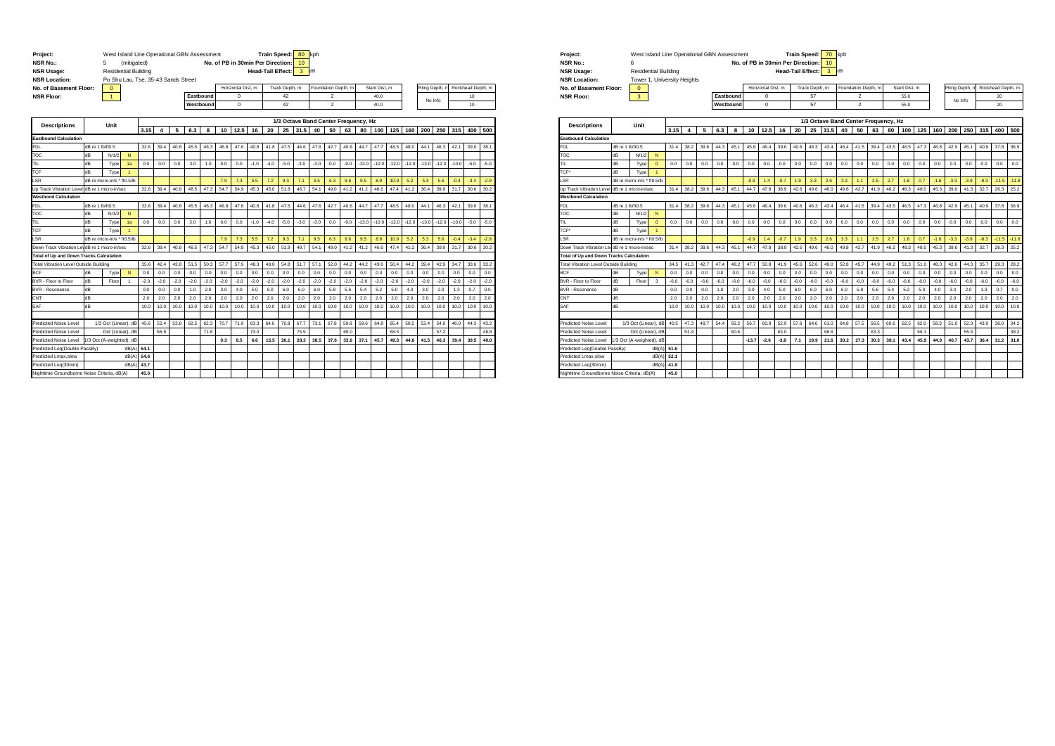| Project: | West Island Line Operational GBN Assessment | Train Speed: | 80 kph |
|---|---|---|---|
| NSR No.: | 5 (mitigated) | No. of PB in 30min Per Direction: | 10 |
| NSR Usage: | Residential Building | Head-Tail Effect: | 3 dB |
| NSR Location: | Po Shu Lau, Tse, 35-43 Sands Street | | |
| No. of Basement Floor: | 0 | | |
| NSR Floor: | 1 | | |

| | Horizontal Dist, m | Track Depth, m | Foundation Depth, m | Slant Dist, m | Piling Depth, m | Rockhead Depth, m |
|---|---|---|---|---|---|---|
| Eastbound | 0 | 42 | 2 | 40.0 | No Info | 10 |
| Westbound | 0 | 42 | 2 | 40.0 | | 10 |

| Descriptions | Unit | | | 3.15 | 4 | 5 | 6.3 | 8 | 10 | 12.5 | 16 | 20 | 25 | 31.5 | 40 | 50 | 63 | 80 | 100 | 125 | 160 | 200 | 250 | 315 | 400 | 500 |
|---|---|---|---|---|---|---|---|---|---|---|---|---|---|---|---|---|---|---|---|---|---|---|---|---|---|---|
| **Eastbound Calculation** | | | | | | | | | | | | | | | | | | | | | | | | | | |
| FDL | dB re 1 lbf/ft0.5 | | | 32.6 | 39.4 | 40.8 | 45.5 | 46.3 | 46.8 | 47.6 | 40.8 | 41.8 | 47.5 | 44.6 | 47.6 | 42.7 | 40.6 | 44.7 | 47.7 | 48.5 | 48.0 | 44.1 | 46.3 | 42.1 | 39.0 | 38.1 |
| TOC | dB | N/1/2 | N | | | | | | | | | | | | | | | | | | | | | | | |
| TIL | dB | Type | 1a | 0.0 | 0.0 | 0.0 | 3.0 | 1.0 | 0.0 | 0.0 | -1.0 | -4.0 | -5.0 | -3.0 | -3.0 | 0.0 | -9.0 | -13.0 | -10.0 | -12.0 | -12.0 | -13.0 | -12.0 | -10.0 | -5.0 | -5.0 |
| TCF | dB | Type | 1 | | | | | | | | | | | | | | | | | | | | | | | |
| LSR | dB re micro-in/s * ft0.5/lb | | | | | | | | 7.9 | 7.3 | 5.5 | 7.2 | 9.3 | 7.1 | 9.5 | 6.3 | 9.6 | 9.5 | 8.9 | 10.9 | 5.2 | 5.3 | 5.6 | -0.4 | -3.4 | -2.9 |
| Up Track Vibration Level | dB re 1 micro-in/sec | | | 32.6 | 39.4 | 40.8 | 48.5 | 47.3 | 54.7 | 54.9 | 45.3 | 45.0 | 51.8 | 48.7 | 54.1 | 49.0 | 41.2 | 41.2 | 46.6 | 47.4 | 41.2 | 36.4 | 39.9 | 31.7 | 30.6 | 30.2 |
| **Westbond Calculation** | | | | | | | | | | | | | | | | | | | | | | | | | | |
| FDL | dB re 1 lbf/ft0.5 | | | 32.6 | 39.4 | 40.8 | 45.5 | 46.3 | 46.8 | 47.6 | 40.8 | 41.8 | 47.5 | 44.6 | 47.6 | 42.7 | 40.6 | 44.7 | 47.7 | 48.5 | 48.0 | 44.1 | 46.3 | 42.1 | 39.0 | 38.1 |
| TOC | dB | N/1/2 | N | | | | | | | | | | | | | | | | | | | | | | | |
| TIL | dB | Type | 1a | 0.0 | 0.0 | 0.0 | 3.0 | 1.0 | 0.0 | 0.0 | -1.0 | -4.0 | -5.0 | -3.0 | -3.0 | 0.0 | -9.0 | -13.0 | -10.0 | -12.0 | -12.0 | -13.0 | -12.0 | -10.0 | -5.0 | -5.0 |
| TCF | dB | Type | 1 | | | | | | | | | | | | | | | | | | | | | | | |
| LSR | dB re micro-in/s * ft0.5/lb | | | | | | | | 7.9 | 7.3 | 5.5 | 7.2 | 9.3 | 7.1 | 9.5 | 6.3 | 9.6 | 9.5 | 8.9 | 10.9 | 5.2 | 5.3 | 5.6 | -0.4 | -3.4 | -2.9 |
| Down Track Vibration Level | dB re 1 micro-in/sec | | | 32.6 | 39.4 | 40.8 | 48.5 | 47.3 | 54.7 | 54.9 | 45.3 | 45.0 | 51.8 | 48.7 | 54.1 | 49.0 | 41.2 | 41.2 | 46.6 | 47.4 | 41.2 | 36.4 | 39.9 | 31.7 | 30.6 | 30.2 |
| **Total of Up and Down Tracks Calculation** | | | | | | | | | | | | | | | | | | | | | | | | | | |
| Total Vibration Level Outside Building | | | | 35.6 | 42.4 | 43.8 | 51.5 | 50.3 | 57.7 | 57.9 | 48.3 | 48.0 | 54.8 | 51.7 | 57.1 | 52.0 | 44.2 | 44.2 | 49.6 | 50.4 | 44.2 | 39.4 | 42.9 | 34.7 | 33.6 | 33.2 |
| BCF | dB | Type | N | 0.0 | 0.0 | 0.0 | 0.0 | 0.0 | 0.0 | 0.0 | 0.0 | 0.0 | 0.0 | 0.0 | 0.0 | 0.0 | 0.0 | 0.0 | 0.0 | 0.0 | 0.0 | 0.0 | 0.0 | 0.0 | 0.0 | 0.0 |
| BVR - Floor to Floor | dB | Floor | 1 | -2.0 | -2.0 | -2.0 | -2.0 | -2.0 | -2.0 | -2.0 | -2.0 | -2.0 | -2.0 | -2.0 | -2.0 | -2.0 | -2.0 | -2.0 | -2.0 | -2.0 | -2.0 | -2.0 | -2.0 | -2.0 | -2.0 | -2.0 |
| BVR - Resonance | dB | | | 0.0 | 0.0 | 0.0 | 1.0 | 2.0 | 3.0 | 4.0 | 5.0 | 6.0 | 6.0 | 6.0 | 6.0 | 5.8 | 5.6 | 5.4 | 5.2 | 5.0 | 4.0 | 3.0 | 2.0 | 1.3 | 0.7 | 0.0 |
| CNT | dB | | | 2.0 | 2.0 | 2.0 | 2.0 | 2.0 | 2.0 | 2.0 | 2.0 | 2.0 | 2.0 | 2.0 | 2.0 | 2.0 | 2.0 | 2.0 | 2.0 | 2.0 | 2.0 | 2.0 | 2.0 | 2.0 | 2.0 | 2.0 |
| SAF | dB | | | 10.0 | 10.0 | 10.0 | 10.0 | 10.0 | 10.0 | 10.0 | 10.0 | 10.0 | 10.0 | 10.0 | 10.0 | 10.0 | 10.0 | 10.0 | 10.0 | 10.0 | 10.0 | 10.0 | 10.0 | 10.0 | 10.0 | 10.0 |
| Predicted Noise Level | 1/3 Oct (Linear), dB | | | 45.6 | 52.4 | 53.8 | 62.5 | 62.3 | 70.7 | 71.9 | 63.3 | 64.0 | 70.8 | 67.7 | 73.1 | 67.8 | 59.8 | 59.6 | 64.8 | 65.4 | 58.2 | 52.4 | 54.9 | 46.0 | 44.3 | 43.2 |
| Predicted Noise Level | Oct (Linear), dB | | | | 56.5 | | | 71.8 | | | 73.0 | | | 75.9 | | | 69.0 | | | 68.5 | | | 57.2 | | | 46.8 |
| Predicted Noise Level | 1/3 Oct (A-weighted), dB | | | | | | | | 0.3 | 8.5 | 6.6 | 13.5 | 26.1 | 28.3 | 38.5 | 37.6 | 33.6 | 37.1 | 45.7 | 49.3 | 44.8 | 41.5 | 46.3 | 39.4 | 39.5 | 40.0 |
| Predicted Leq(Double PassBy) | dB(A) | | | 54.1 | | | | | | | | | | | | | | | | | | | | | | |
| Predicted Lmax,slow | dB(A) | | | 54.6 | | | | | | | | | | | | | | | | | | | | | | |
| Predicted Leq(30min) | dB(A) | | | 43.7 | | | | | | | | | | | | | | | | | | | | | | |
| Nighttime Groundborne Noise Criteria, dB(A) | | | | 45.0 | | | | | | | | | | | | | | | | | | | | | | |

| Project: | West Island Line Operational GBN Assessment | Train Speed: | 70 kph |
|---|---|---|---|
| NSR No.: | 6 | No. of PB in 30min Per Direction: | 10 |
| NSR Usage: | Residential Building | Head-Tail Effect: | 3 dB |
| NSR Location: | Tower 1, University Heights | | |
| No. of Basement Floor: | 0 | | |
| NSR Floor: | 3 | | |

| | Horizontal Dist, m | Track Depth, m | Foundation Depth, m | Slant Dist, m | Piling Depth, m | Rockhead Depth, m |
|---|---|---|---|---|---|---|
| Eastbound | 0 | 57 | 2 | 55.0 | No Info | 20 |
| Westbound | 0 | 57 | 2 | 55.0 | | 20 |

| Descriptions | Unit | | | 3.15 | 4 | 5 | 6.3 | 8 | 10 | 12.5 | 16 | 20 | 25 | 31.5 | 40 | 50 | 63 | 80 | 100 | 125 | 160 | 200 | 250 | 315 | 400 | 500 |
|---|---|---|---|---|---|---|---|---|---|---|---|---|---|---|---|---|---|---|---|---|---|---|---|---|---|---|
| **Eastbound Calculation** | | | | | | | | | | | | | | | | | | | | | | | | | | |
| FDL | dB re 1 lbf/ft0.5 | | | 31.4 | 38.2 | 39.6 | 44.3 | 45.1 | 45.6 | 46.4 | 39.6 | 40.6 | 46.3 | 43.4 | 46.4 | 41.5 | 39.4 | 43.5 | 46.5 | 47.3 | 46.8 | 42.9 | 45.1 | 40.9 | 37.8 | 36.9 |
| TOC | dB | N/1/2 | N | | | | | | | | | | | | | | | | | | | | | | | |
| TIL | dB | Type | 0 | 0.0 | 0.0 | 0.0 | 0.0 | 0.0 | 0.0 | 0.0 | 0.0 | 0.0 | 0.0 | 0.0 | 0.0 | 0.0 | 0.0 | 0.0 | 0.0 | 0.0 | 0.0 | 0.0 | 0.0 | 0.0 | 0.0 | 0.0 |
| TCF* | dB | Type | 1 | | | | | | | | | | | | | | | | | | | | | | | |
| LSR | dB re micro-in/s * ft0.5/lb | | | | | | | | -0.9 | 1.4 | -0.7 | 1.9 | 3.3 | 2.6 | 3.3 | 1.1 | 2.5 | 2.7 | 1.8 | 0.7 | -1.6 | -3.3 | -3.9 | -8.3 | -11.5 | -11.8 |
| Up Track Vibration Level | dB re 1 micro-in/sec | | | 31.4 | 38.2 | 39.6 | 44.3 | 45.1 | 44.7 | 47.8 | 38.9 | 42.6 | 49.6 | 46.0 | 49.8 | 42.7 | 41.9 | 46.2 | 48.3 | 48.0 | 45.3 | 39.6 | 41.3 | 32.7 | 26.3 | 25.2 |
| **Westbond Calculation** | | | | | | | | | | | | | | | | | | | | | | | | | | |
| FDL | dB re 1 lbf/ft0.5 | | | 31.4 | 38.2 | 39.6 | 44.3 | 45.1 | 45.6 | 46.4 | 39.6 | 40.6 | 46.3 | 43.4 | 46.4 | 41.5 | 39.4 | 43.5 | 46.5 | 47.3 | 46.8 | 42.9 | 45.1 | 40.9 | 37.8 | 36.9 |
| TOC | dB | N/1/2 | N | | | | | | | | | | | | | | | | | | | | | | | |
| TIL | dB | Type | 0 | 0.0 | 0.0 | 0.0 | 0.0 | 0.0 | 0.0 | 0.0 | 0.0 | 0.0 | 0.0 | 0.0 | 0.0 | 0.0 | 0.0 | 0.0 | 0.0 | 0.0 | 0.0 | 0.0 | 0.0 | 0.0 | 0.0 | 0.0 |
| TCF* | dB | Type | 1 | | | | | | | | | | | | | | | | | | | | | | | |
| LSR | dB re micro-in/s * ft0.5/lb | | | | | | | | -0.9 | 1.4 | -0.7 | 1.9 | 3.3 | 2.6 | 3.3 | 1.1 | 2.5 | 2.7 | 1.8 | 0.7 | -1.6 | -3.3 | -3.9 | -8.3 | -11.5 | -11.8 |
| Down Track Vibration Level | dB re 1 micro-in/sec | | | 31.4 | 38.2 | 39.6 | 44.3 | 45.1 | 44.7 | 47.8 | 38.9 | 42.6 | 49.6 | 46.0 | 49.8 | 42.7 | 41.9 | 46.2 | 48.3 | 48.0 | 45.3 | 39.6 | 41.3 | 32.7 | 26.3 | 25.2 |
| **Total of Up and Down Tracks Calculation** | | | | | | | | | | | | | | | | | | | | | | | | | | |
| Total Vibration Level Outside Building | | | | 34.5 | 41.3 | 42.7 | 47.4 | 48.2 | 47.7 | 50.8 | 41.9 | 45.6 | 52.6 | 49.0 | 52.8 | 45.7 | 44.9 | 49.2 | 51.3 | 51.0 | 48.3 | 42.6 | 44.3 | 35.7 | 29.3 | 28.2 |
| BCF | dB | Type | N | 0.0 | 0.0 | 0.0 | 0.0 | 0.0 | 0.0 | 0.0 | 0.0 | 0.0 | 0.0 | 0.0 | 0.0 | 0.0 | 0.0 | 0.0 | 0.0 | 0.0 | 0.0 | 0.0 | 0.0 | 0.0 | 0.0 | 0.0 |
| BVR - Floor to Floor | dB | Floor | 3 | -6.0 | -6.0 | -6.0 | -6.0 | -6.0 | -6.0 | -6.0 | -6.0 | -6.0 | -6.0 | -6.0 | -6.0 | -6.0 | -6.0 | -6.0 | -6.0 | -6.0 | -6.0 | -6.0 | -6.0 | -6.0 | -6.0 | -6.0 |
| BVR - Resonance | dB | | | 0.0 | 0.0 | 0.0 | 1.0 | 2.0 | 3.0 | 4.0 | 5.0 | 6.0 | 6.0 | 6.0 | 6.0 | 5.8 | 5.6 | 5.4 | 5.2 | 5.0 | 4.0 | 3.0 | 2.0 | 1.3 | 0.7 | 0.0 |
| CNT | dB | | | 2.0 | 2.0 | 2.0 | 2.0 | 2.0 | 2.0 | 2.0 | 2.0 | 2.0 | 2.0 | 2.0 | 2.0 | 2.0 | 2.0 | 2.0 | 2.0 | 2.0 | 2.0 | 2.0 | 2.0 | 2.0 | 2.0 | 2.0 |
| SAF | dB | | | 10.0 | 10.0 | 10.0 | 10.0 | 10.0 | 10.0 | 10.0 | 10.0 | 10.0 | 10.0 | 10.0 | 10.0 | 10.0 | 10.0 | 10.0 | 10.0 | 10.0 | 10.0 | 10.0 | 10.0 | 10.0 | 10.0 | 10.0 |
| Predicted Noise Level | 1/3 Oct (Linear), dB | | | 40.5 | 47.3 | 48.7 | 54.4 | 56.2 | 56.7 | 60.8 | 52.9 | 57.6 | 64.6 | 61.0 | 64.8 | 57.5 | 56.5 | 60.6 | 62.5 | 62.0 | 58.3 | 51.6 | 52.3 | 43.0 | 36.0 | 34.2 |
| Predicted Noise Level | Oct (Linear), dB | | | | 51.4 | | | 60.6 | | | 63.0 | | | 68.6 | | | 63.3 | | | 66.1 | | | 55.3 | | | 38.2 |
| Predicted Noise Level | 1/3 Oct (A-weighted), dB | | | | | | | | -13.7 | -2.6 | -3.8 | 7.1 | 19.9 | 21.6 | 30.2 | 27.3 | 30.3 | 38.1 | 43.4 | 45.9 | 44.9 | 40.7 | 43.7 | 36.4 | 31.2 | 31.0 |
| Predicted Leq(Double PassBy) | dB(A) | | | 51.6 | | | | | | | | | | | | | | | | | | | | | | |
| Predicted Lmax,slow | dB(A) | | | 52.1 | | | | | | | | | | | | | | | | | | | | | | |
| Predicted Leq(30min) | dB(A) | | | 41.8 | | | | | | | | | | | | | | | | | | | | | | |
| Nighttime Groundborne Noise Criteria, dB(A) | | | | 45.0 | | | | | | | | | | | | | | | | | | | | | | |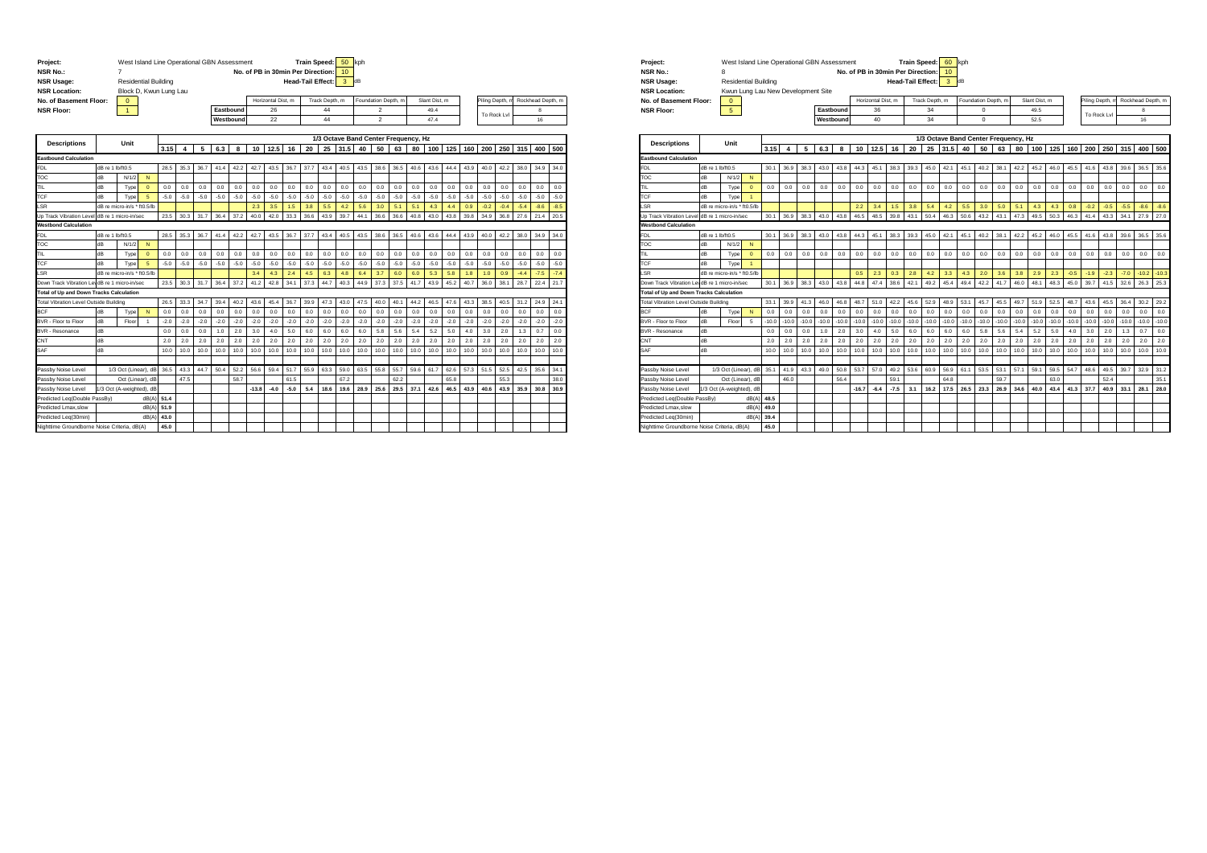**Project:** West Island Line Operational GBN Assessment
**NSR No.:** 7
**NSR Usage:** Residential Building
**NSR Location:** Block D, Kwun Lung Lau
**No. of Basement Floor:** 0
**NSR Floor:** 1

**Train Speed:** 50 kph
**No. of PB in 30min Per Direction:** 10
**Head-Tail Effect:** 3 dB

| | Horizontal Dist, m | Track Depth, m | Foundation Depth, m | Slant Dist, m | Piling Depth, m | Rockhead Depth, m |
|---|---|---|---|---|---|---|
| Eastbound | 26 | 44 | 2 | 49.4 | To Rock Lvl | 8 |
| Westbound | 22 | 44 | 2 | 47.4 | | 16 |

| Descriptions | Unit | | | 3.15 | 4 | 5 | 6.3 | 8 | 10 | 12.5 | 16 | 20 | 25 | 31.5 | 40 | 50 | 63 | 80 | 100 | 125 | 160 | 200 | 250 | 315 | 400 | 500 |
|---|---|---|---|---|---|---|---|---|---|---|---|---|---|---|---|---|---|---|---|---|---|---|---|---|---|---|
| | | | | 1/3 Octave Band Center Frequency, Hz | | | | | | | | | | | | | | | | | | | | | | |
| **Eastbound Calculation** | | | | | | | | | | | | | | | | | | | | | | | | | | |
| FDL | dB re 1 lb/ft0.5 | | | 28.5 | 35.3 | 36.7 | 41.4 | 42.2 | 42.7 | 43.5 | 36.7 | 37.7 | 43.4 | 40.5 | 43.5 | 38.6 | 36.5 | 40.6 | 43.6 | 44.4 | 43.9 | 40.0 | 42.2 | 38.0 | 34.9 | 34.0 |
| TOC | dB | N1/2 | N | | | | | | | | | | | | | | | | | | | | | | | |
| TIL | dB | Type | 0 | 0.0 | 0.0 | 0.0 | 0.0 | 0.0 | 0.0 | 0.0 | 0.0 | 0.0 | 0.0 | 0.0 | 0.0 | 0.0 | 0.0 | 0.0 | 0.0 | 0.0 | 0.0 | 0.0 | 0.0 | 0.0 | 0.0 | 0.0 |
| TCF | dB | Type | 5 | -5.0 | -5.0 | -5.0 | -5.0 | -5.0 | -5.0 | -5.0 | -5.0 | -5.0 | -5.0 | -5.0 | -5.0 | -5.0 | -5.0 | -5.0 | -5.0 | -5.0 | -5.0 | -5.0 | -5.0 | -5.0 | -5.0 | -5.0 |
| LSR | dB re micro-in/s * ft0.5/lb | | | | | | | | 2.3 | 3.5 | 1.5 | 3.8 | 5.5 | 4.2 | 5.6 | 3.0 | 5.1 | 5.1 | 4.3 | 4.4 | 0.9 | -0.2 | -0.4 | -5.4 | -8.6 | -8.5 |
| Up Track Vibration Level | dB re 1 micro-in/sec | | | 23.5 | 30.3 | 31.7 | 36.4 | 37.2 | 40.0 | 42.0 | 33.3 | 36.6 | 43.9 | 39.7 | 44.1 | 36.6 | 36.6 | 40.8 | 43.0 | 43.8 | 39.8 | 34.9 | 36.8 | 27.6 | 21.4 | 20.5 |
| **Westbound Calculation** | | | | | | | | | | | | | | | | | | | | | | | | | | |
| FDL | dB re 1 lb/ft0.5 | | | 28.5 | 35.3 | 36.7 | 41.4 | 42.2 | 42.7 | 43.5 | 36.7 | 37.7 | 43.4 | 40.5 | 43.5 | 38.6 | 36.5 | 40.6 | 43.6 | 44.4 | 43.9 | 40.0 | 42.2 | 38.0 | 34.9 | 34.0 |
| TOC | dB | N1/2 | N | | | | | | | | | | | | | | | | | | | | | | | |
| TIL | dB | Type | 0 | 0.0 | 0.0 | 0.0 | 0.0 | 0.0 | 0.0 | 0.0 | 0.0 | 0.0 | 0.0 | 0.0 | 0.0 | 0.0 | 0.0 | 0.0 | 0.0 | 0.0 | 0.0 | 0.0 | 0.0 | 0.0 | 0.0 | 0.0 |
| TCF | dB | Type | 5 | -5.0 | -5.0 | -5.0 | -5.0 | -5.0 | -5.0 | -5.0 | -5.0 | -5.0 | -5.0 | -5.0 | -5.0 | -5.0 | -5.0 | -5.0 | -5.0 | -5.0 | -5.0 | -5.0 | -5.0 | -5.0 | -5.0 | -5.0 |
| LSR | dB re micro-in/s * ft0.5/lb | | | | | | | | 3.4 | 4.3 | 2.4 | 4.5 | 6.3 | 4.8 | 6.4 | 3.7 | 6.0 | 6.0 | 5.3 | 5.8 | 1.8 | 1.0 | 0.9 | -4.4 | -7.5 | -7.4 |
| Down Track Vibration Level | dB re 1 micro-in/sec | | | 23.5 | 30.3 | 31.7 | 36.4 | 37.2 | 41.2 | 42.8 | 34.1 | 37.3 | 44.7 | 40.3 | 44.9 | 37.3 | 37.5 | 41.7 | 43.9 | 45.2 | 40.7 | 36.0 | 38.1 | 28.7 | 22.4 | 21.7 |
| **Total of Up and Down Tracks Calculation** | | | | | | | | | | | | | | | | | | | | | | | | | | |
| Total Vibration Level Outside Building | | | | 26.5 | 33.3 | 34.7 | 39.4 | 40.2 | 43.6 | 45.4 | 36.7 | 39.9 | 47.3 | 43.0 | 47.5 | 40.0 | 40.1 | 44.2 | 46.5 | 47.6 | 43.3 | 38.5 | 40.5 | 31.2 | 24.9 | 24.1 |
| BCF | dB | Type | N | 0.0 | 0.0 | 0.0 | 0.0 | 0.0 | 0.0 | 0.0 | 0.0 | 0.0 | 0.0 | 0.0 | 0.0 | 0.0 | 0.0 | 0.0 | 0.0 | 0.0 | 0.0 | 0.0 | 0.0 | 0.0 | 0.0 | 0.0 |
| BVR - Floor to Floor | dB | Floor | 1 | -2.0 | -2.0 | -2.0 | -2.0 | -2.0 | -2.0 | -2.0 | -2.0 | -2.0 | -2.0 | -2.0 | -2.0 | -2.0 | -2.0 | -2.0 | -2.0 | -2.0 | -2.0 | -2.0 | -2.0 | -2.0 | -2.0 | -2.0 |
| BVR - Resonance | dB | | | 0.0 | 0.0 | 0.0 | 1.0 | 2.0 | 3.0 | 4.0 | 5.0 | 6.0 | 6.0 | 6.0 | 6.0 | 5.8 | 5.6 | 5.4 | 5.2 | 5.0 | 4.0 | 3.0 | 2.0 | 1.3 | 0.7 | 0.0 |
| CNT | dB | | | 2.0 | 2.0 | 2.0 | 2.0 | 2.0 | 2.0 | 2.0 | 2.0 | 2.0 | 2.0 | 2.0 | 2.0 | 2.0 | 2.0 | 2.0 | 2.0 | 2.0 | 2.0 | 2.0 | 2.0 | 2.0 | 2.0 | 2.0 |
| SAF | dB | | | 10.0 | 10.0 | 10.0 | 10.0 | 10.0 | 10.0 | 10.0 | 10.0 | 10.0 | 10.0 | 10.0 | 10.0 | 10.0 | 10.0 | 10.0 | 10.0 | 10.0 | 10.0 | 10.0 | 10.0 | 10.0 | 10.0 | 10.0 |
| Passby Noise Level | 1/3 Oct (Linear), dB | | | 36.5 | 43.3 | 44.7 | 50.4 | 52.2 | 56.6 | 59.4 | 51.7 | 55.9 | 63.3 | 59.0 | 63.5 | 55.8 | 55.7 | 59.6 | 61.7 | 62.6 | 57.3 | 51.5 | 52.5 | 42.5 | 35.6 | 34.1 |
| Passby Noise Level | Oct (Linear), dB | | | | 47.5 | | | 58.7 | | | 61.5 | | | 67.2 | | | 62.2 | | | 65.8 | | | 55.3 | | | 38.0 |
| Passby Noise Level | 1/3 Oct (A-weighted), dB | | | | | | | | -13.8 | -4.0 | -5.0 | 5.4 | 18.6 | 19.6 | 28.9 | 25.6 | 29.5 | 37.1 | 42.6 | 46.5 | 43.9 | 40.6 | 43.9 | 35.9 | 30.8 | 30.9 |
| Predicted Leq(Double PassBy) | dB(A) | | | 51.4 | | | | | | | | | | | | | | | | | | | | | | |
| Predicted Lmax,slow | dB(A) | | | 51.9 | | | | | | | | | | | | | | | | | | | | | | |
| Predicted Leq(30min) | dB(A) | | | 43.0 | | | | | | | | | | | | | | | | | | | | | | |
| Nighttime Groundborne Noise Criteria, dB(A) | | | | 45.0 | | | | | | | | | | | | | | | | | | | | | | |

**Project:** West Island Line Operational GBN Assessment
**NSR No.:** 8
**NSR Usage:** Residential Building
**NSR Location:** Kwun Lung Lau New Development Site
**No. of Basement Floor:** 0
**NSR Floor:** 5

**Train Speed:** 60 kph
**No. of PB in 30min Per Direction:** 10
**Head-Tail Effect:** 3 dB

| | Horizontal Dist, m | Track Depth, m | Foundation Depth, m | Slant Dist, m | Piling Depth, m | Rockhead Depth, m |
|---|---|---|---|---|---|---|
| Eastbound | 36 | 34 | 0 | 49.5 | To Rock Lvl | 8 |
| Westbound | 40 | 34 | 0 | 52.5 | | 16 |

| Descriptions | Unit | | | 3.15 | 4 | 5 | 6.3 | 8 | 10 | 12.5 | 16 | 20 | 25 | 31.5 | 40 | 50 | 63 | 80 | 100 | 125 | 160 | 200 | 250 | 315 | 400 | 500 |
|---|---|---|---|---|---|---|---|---|---|---|---|---|---|---|---|---|---|---|---|---|---|---|---|---|---|---|
| | | | | 1/3 Octave Band Center Frequency, Hz | | | | | | | | | | | | | | | | | | | | | | |
| **Eastbound Calculation** | | | | | | | | | | | | | | | | | | | | | | | | | | |
| FDL | dB re 1 lb/ft0.5 | | | 30.1 | 36.9 | 38.3 | 43.0 | 43.8 | 44.3 | 45.1 | 38.3 | 39.3 | 45.0 | 42.1 | 45.1 | 40.2 | 38.1 | 42.2 | 45.2 | 46.0 | 45.5 | 41.6 | 43.8 | 39.6 | 36.5 | 35.6 |
| TOC | dB | N1/2 | N | | | | | | | | | | | | | | | | | | | | | | | |
| TIL | dB | Type | 0 | 0.0 | 0.0 | 0.0 | 0.0 | 0.0 | 0.0 | 0.0 | 0.0 | 0.0 | 0.0 | 0.0 | 0.0 | 0.0 | 0.0 | 0.0 | 0.0 | 0.0 | 0.0 | 0.0 | 0.0 | 0.0 | 0.0 | 0.0 |
| TCF | dB | Type | 1 | | | | | | | | | | | | | | | | | | | | | | | |
| LSR | dB re micro-in/s * ft0.5/lb | | | | | | | | 2.2 | 3.4 | 1.5 | 3.8 | 5.4 | 4.2 | 5.5 | 3.0 | 5.0 | 5.1 | 4.3 | 4.3 | 0.8 | -0.2 | -0.5 | -5.5 | -8.6 | -8.6 |
| Up Track Vibration Level | dB re 1 micro-in/sec | | | 30.1 | 36.9 | 38.3 | 43.0 | 43.8 | 46.5 | 48.5 | 39.8 | 43.1 | 50.4 | 46.3 | 50.6 | 43.2 | 43.1 | 47.3 | 49.5 | 50.3 | 46.3 | 41.4 | 43.3 | 34.1 | 27.9 | 27.0 |
| **Westbound Calculation** | | | | | | | | | | | | | | | | | | | | | | | | | | |
| FDL | dB re 1 lb/ft0.5 | | | 30.1 | 36.9 | 38.3 | 43.0 | 43.8 | 44.3 | 45.1 | 38.3 | 39.3 | 45.0 | 42.1 | 45.1 | 40.2 | 38.1 | 42.2 | 45.2 | 46.0 | 45.5 | 41.6 | 43.8 | 39.6 | 36.5 | 35.6 |
| TOC | dB | N1/2 | N | | | | | | | | | | | | | | | | | | | | | | | |
| TIL | dB | Type | 0 | 0.0 | 0.0 | 0.0 | 0.0 | 0.0 | 0.0 | 0.0 | 0.0 | 0.0 | 0.0 | 0.0 | 0.0 | 0.0 | 0.0 | 0.0 | 0.0 | 0.0 | 0.0 | 0.0 | 0.0 | 0.0 | 0.0 | 0.0 |
| TCF | dB | Type | 1 | | | | | | | | | | | | | | | | | | | | | | | |
| LSR | dB re micro-in/s * ft0.5/lb | | | | | | | | 0.5 | 2.3 | 0.3 | 2.8 | 4.2 | 3.3 | 4.3 | 2.0 | 3.6 | 3.8 | 2.9 | 2.3 | -0.5 | -1.9 | -2.3 | -7.0 | -10.2 | -10.3 |
| Down Track Vibration Level | dB re 1 micro-in/sec | | | 30.1 | 36.9 | 38.3 | 43.0 | 43.8 | 44.8 | 47.4 | 38.6 | 42.1 | 49.2 | 45.4 | 49.4 | 42.2 | 41.7 | 46.0 | 48.1 | 48.3 | 45.0 | 39.7 | 41.5 | 32.6 | 26.3 | 25.3 |
| **Total of Up and Down Tracks Calculation** | | | | | | | | | | | | | | | | | | | | | | | | | | |
| Total Vibration Level Outside Building | | | | 33.1 | 39.9 | 41.3 | 46.0 | 46.8 | 48.7 | 51.0 | 42.2 | 45.6 | 52.9 | 48.9 | 53.1 | 45.7 | 45.5 | 49.7 | 51.9 | 52.5 | 48.7 | 43.6 | 45.5 | 36.4 | 30.2 | 29.2 |
| BCF | dB | Type | N | 0.0 | 0.0 | 0.0 | 0.0 | 0.0 | 0.0 | 0.0 | 0.0 | 0.0 | 0.0 | 0.0 | 0.0 | 0.0 | 0.0 | 0.0 | 0.0 | 0.0 | 0.0 | 0.0 | 0.0 | 0.0 | 0.0 | 0.0 |
| BVR - Floor to Floor | dB | Floor | 5 | -10.0 | -10.0 | -10.0 | -10.0 | -10.0 | -10.0 | -10.0 | -10.0 | -10.0 | -10.0 | -10.0 | -10.0 | -10.0 | -10.0 | -10.0 | -10.0 | -10.0 | -10.0 | -10.0 | -10.0 | -10.0 | -10.0 | -10.0 |
| BVR - Resonance | dB | | | 0.0 | 0.0 | 0.0 | 1.0 | 2.0 | 3.0 | 4.0 | 5.0 | 6.0 | 6.0 | 6.0 | 6.0 | 5.8 | 5.6 | 5.4 | 5.2 | 5.0 | 4.0 | 3.0 | 2.0 | 1.3 | 0.7 | 0.0 |
| CNT | dB | | | 2.0 | 2.0 | 2.0 | 2.0 | 2.0 | 2.0 | 2.0 | 2.0 | 2.0 | 2.0 | 2.0 | 2.0 | 2.0 | 2.0 | 2.0 | 2.0 | 2.0 | 2.0 | 2.0 | 2.0 | 2.0 | 2.0 | 2.0 |
| SAF | dB | | | 10.0 | 10.0 | 10.0 | 10.0 | 10.0 | 10.0 | 10.0 | 10.0 | 10.0 | 10.0 | 10.0 | 10.0 | 10.0 | 10.0 | 10.0 | 10.0 | 10.0 | 10.0 | 10.0 | 10.0 | 10.0 | 10.0 | 10.0 |
| Passby Noise Level | 1/3 Oct (Linear), dB | | | 35.1 | 41.9 | 43.3 | 49.0 | 50.8 | 53.7 | 57.0 | 49.2 | 53.6 | 60.9 | 56.9 | 61.1 | 53.5 | 53.1 | 57.1 | 59.1 | 59.5 | 54.7 | 48.6 | 49.5 | 39.7 | 32.9 | 31.2 |
| Passby Noise Level | Oct (Linear), dB | | | | 46.0 | | | 56.4 | | | 59.1 | | | 64.8 | | | 59.7 | | | 63.0 | | | 52.4 | | | 35.1 |
| Passby Noise Level | 1/3 Oct (A-weighted), dB | | | | | | | | -16.7 | -6.4 | -7.5 | 3.1 | 16.2 | 17.5 | 26.5 | 23.3 | 26.9 | 34.6 | 40.0 | 43.4 | 41.3 | 37.7 | 40.9 | 33.1 | 28.1 | 28.0 |
| Predicted Leq(Double PassBy) | dB(A) | | | 48.5 | | | | | | | | | | | | | | | | | | | | | | |
| Predicted Lmax,slow | dB(A) | | | 49.0 | | | | | | | | | | | | | | | | | | | | | | |
| Predicted Leq(30min) | dB(A) | | | 39.4 | | | | | | | | | | | | | | | | | | | | | | |
| Nighttime Groundborne Noise Criteria, dB(A) | | | | 45.0 | | | | | | | | | | | | | | | | | | | | | | |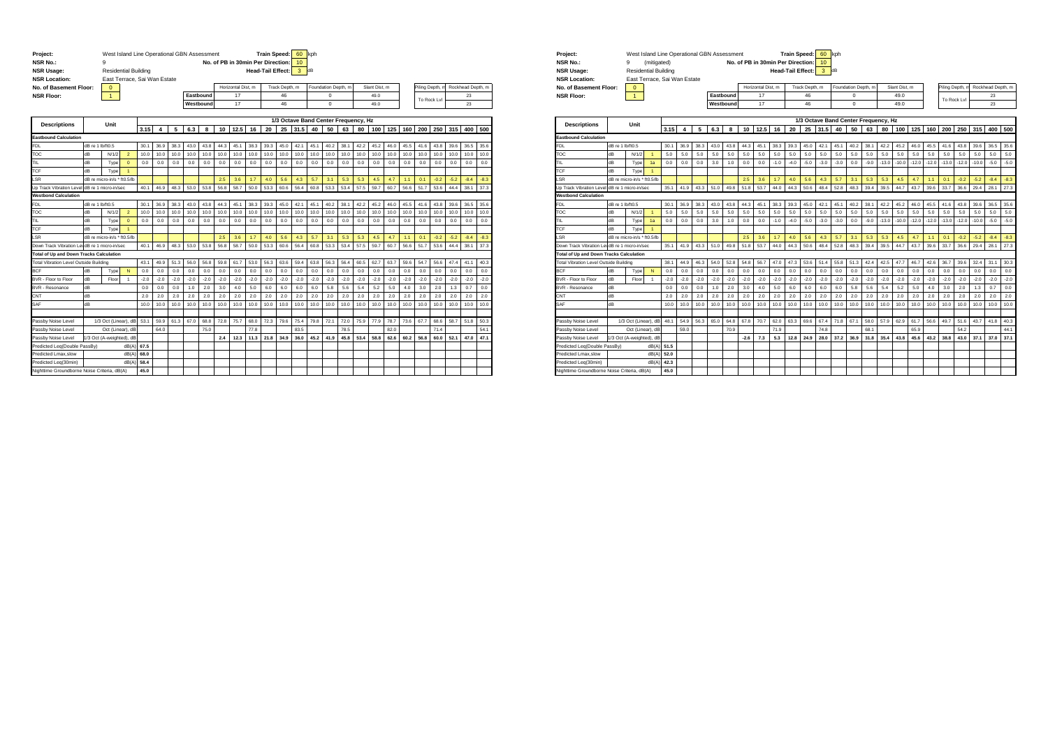**Project:** West Island Line Operational GBN Assessment
**NSR No.:** 9
**NSR Usage:** Residential Building
**NSR Location:** East Terrace, Sai Wan Estate
**No. of Basement Floor:** 0
**NSR Floor:** 1

**Train Speed:** 60 kph
**No. of PB in 30min Per Direction:** 10
**Head-Tail Effect:** 3 dB

| | Horizontal Dist, m | Track Depth, m | Foundation Depth, m | Slant Dist, m |
|---|---|---|---|---|
| Eastbound | 17 | 46 | 0 | 49.0 |
| Westbound | 17 | 46 | 0 | 49.0 |

| | Piling Depth, m | Rockhead Depth, m |
|---|---|---|
| To Rock Lvl | | 23 |
| | | 23 |

| Descriptions | Unit | | | 3.15 | 4 | 5 | 6.3 | 8 | 10 | 12.5 | 16 | 20 | 25 | 31.5 | 40 | 50 | 63 | 80 | 100 | 125 | 160 | 200 | 250 | 315 | 400 | 500 |
|---|---|---|---|---|---|---|---|---|---|---|---|---|---|---|---|---|---|---|---|---|---|---|---|---|---|---|
| **Eastbound Calculation** | | | | | | | | | | | | | | | | | | | | | | | | | | |
| FDL | dB re 1 lb/ft0.5 | | | 30.1 | 36.9 | 38.3 | 43.0 | 43.8 | 44.3 | 45.1 | 38.3 | 39.3 | 45.0 | 42.1 | 45.1 | 40.2 | 38.1 | 42.2 | 45.2 | 46.0 | 45.5 | 41.6 | 43.8 | 39.6 | 36.5 | 35.6 |
| TOC | dB | N/1/2 | 2 | 10.0 | 10.0 | 10.0 | 10.0 | 10.0 | 10.0 | 10.0 | 10.0 | 10.0 | 10.0 | 10.0 | 10.0 | 10.0 | 10.0 | 10.0 | 10.0 | 10.0 | 10.0 | 10.0 | 10.0 | 10.0 | 10.0 | 10.0 |
| TIL | dB | Type | 0 | 0.0 | 0.0 | 0.0 | 0.0 | 0.0 | 0.0 | 0.0 | 0.0 | 0.0 | 0.0 | 0.0 | 0.0 | 0.0 | 0.0 | 0.0 | 0.0 | 0.0 | 0.0 | 0.0 | 0.0 | 0.0 | 0.0 | 0.0 |
| TCF | dB | Type | 1 | | | | | | | | | | | | | | | | | | | | | | | |
| LSR | dB re micro-in/s * ft0.5/lb | | | | | | | | 2.5 | 3.6 | 1.7 | 4.0 | 5.6 | 4.3 | 5.7 | 3.1 | 5.3 | 5.3 | 4.5 | 4.7 | 1.1 | 0.1 | -0.2 | -5.2 | -8.4 | -8.3 |
| Up Track Vibration Level | dB re 1 micro-in/sec | | | 40.1 | 46.9 | 48.3 | 53.0 | 53.8 | 56.8 | 58.7 | 50.0 | 53.3 | 60.6 | 56.4 | 60.8 | 53.3 | 53.4 | 57.5 | 59.7 | 60.7 | 56.6 | 51.7 | 53.6 | 44.4 | 38.1 | 37.3 |
| **Westbond Calculation** | | | | | | | | | | | | | | | | | | | | | | | | | | |
| FDL | dB re 1 lb/ft0.5 | | | 30.1 | 36.9 | 38.3 | 43.0 | 43.8 | 44.3 | 45.1 | 38.3 | 39.3 | 45.0 | 42.1 | 45.1 | 40.2 | 38.1 | 42.2 | 45.2 | 46.0 | 45.5 | 41.6 | 43.8 | 39.6 | 36.5 | 35.6 |
| TOC | dB | N/1/2 | 2 | 10.0 | 10.0 | 10.0 | 10.0 | 10.0 | 10.0 | 10.0 | 10.0 | 10.0 | 10.0 | 10.0 | 10.0 | 10.0 | 10.0 | 10.0 | 10.0 | 10.0 | 10.0 | 10.0 | 10.0 | 10.0 | 10.0 | 10.0 |
| TIL | dB | Type | 0 | 0.0 | 0.0 | 0.0 | 0.0 | 0.0 | 0.0 | 0.0 | 0.0 | 0.0 | 0.0 | 0.0 | 0.0 | 0.0 | 0.0 | 0.0 | 0.0 | 0.0 | 0.0 | 0.0 | 0.0 | 0.0 | 0.0 | 0.0 |
| TCF | dB | Type | 1 | | | | | | | | | | | | | | | | | | | | | | | |
| LSR | dB re micro-in/s * ft0.5/lb | | | | | | | | 2.5 | 3.6 | 1.7 | 4.0 | 5.6 | 4.3 | 5.7 | 3.1 | 5.3 | 5.3 | 4.5 | 4.7 | 1.1 | 0.1 | -0.2 | -5.2 | -8.4 | -8.3 |
| Down Track Vibration Level | dB re 1 micro-in/sec | | | 40.1 | 46.9 | 48.3 | 53.0 | 53.8 | 56.8 | 58.7 | 50.0 | 53.3 | 60.6 | 56.4 | 60.8 | 53.3 | 53.4 | 57.5 | 59.7 | 60.7 | 56.6 | 51.7 | 53.6 | 44.4 | 38.1 | 37.3 |
| **Total of Up and Down Tracks Calculation** | | | | | | | | | | | | | | | | | | | | | | | | | | |
| Total Vibration Level Outside Building | | | | 43.1 | 49.9 | 51.3 | 56.0 | 56.8 | 59.8 | 61.7 | 53.0 | 56.3 | 63.6 | 59.4 | 63.8 | 56.3 | 56.4 | 60.5 | 62.7 | 63.7 | 59.6 | 54.7 | 56.6 | 47.4 | 41.1 | 40.3 |
| BCF | dB | Type | N | 0.0 | 0.0 | 0.0 | 0.0 | 0.0 | 0.0 | 0.0 | 0.0 | 0.0 | 0.0 | 0.0 | 0.0 | 0.0 | 0.0 | 0.0 | 0.0 | 0.0 | 0.0 | 0.0 | 0.0 | 0.0 | 0.0 | 0.0 |
| BVR - Floor to Floor | dB | Floor | 1 | -2.0 | -2.0 | -2.0 | -2.0 | -2.0 | -2.0 | -2.0 | -2.0 | -2.0 | -2.0 | -2.0 | -2.0 | -2.0 | -2.0 | -2.0 | -2.0 | -2.0 | -2.0 | -2.0 | -2.0 | -2.0 | -2.0 | -2.0 |
| BVR - Resonance | dB | | | 0.0 | 0.0 | 0.0 | 1.0 | 2.0 | 3.0 | 4.0 | 5.0 | 6.0 | 6.0 | 6.0 | 6.0 | 5.8 | 5.6 | 5.4 | 5.2 | 5.0 | 4.0 | 3.0 | 2.0 | 1.3 | 0.7 | 0.0 |
| CNT | dB | | | 2.0 | 2.0 | 2.0 | 2.0 | 2.0 | 2.0 | 2.0 | 2.0 | 2.0 | 2.0 | 2.0 | 2.0 | 2.0 | 2.0 | 2.0 | 2.0 | 2.0 | 2.0 | 2.0 | 2.0 | 2.0 | 2.0 | 2.0 |
| SAF | dB | | | 10.0 | 10.0 | 10.0 | 10.0 | 10.0 | 10.0 | 10.0 | 10.0 | 10.0 | 10.0 | 10.0 | 10.0 | 10.0 | 10.0 | 10.0 | 10.0 | 10.0 | 10.0 | 10.0 | 10.0 | 10.0 | 10.0 | 10.0 |
| Passby Noise Level | 1/3 Oct (Linear), dB | | | 53.1 | 59.9 | 61.3 | 67.0 | 68.8 | 72.8 | 75.7 | 68.0 | 72.3 | 79.6 | 75.4 | 79.8 | 72.1 | 72.0 | 75.9 | 77.9 | 78.7 | 73.6 | 67.7 | 68.6 | 58.7 | 51.8 | 50.3 |
| Passby Noise Level | Oct (Linear), dB | | | | 64.0 | | | 75.0 | | | 77.8 | | | 83.5 | | | 78.5 | | | 82.0 | | | 71.4 | | | 54.1 |
| Passby Noise Level | 1/3 Oct (A-weighted), dB | | | | | | | | 2.4 | 12.3 | 11.3 | 21.8 | 34.9 | 36.0 | 45.2 | 41.9 | 45.8 | 53.4 | 58.8 | 62.6 | 60.2 | 56.8 | 60.0 | 52.1 | 47.0 | 47.1 |
| Predicted Leq(Double PassBy) | | | dB(A) | 67.5 | | | | | | | | | | | | | | | | | | | | | | |
| Predicted Lmax,slow | | | dB(A) | 68.0 | | | | | | | | | | | | | | | | | | | | | | |
| Predicted Leq(30min) | | | dB(A) | 58.4 | | | | | | | | | | | | | | | | | | | | | | |
| Nighttime Groundborne Noise Criteria, dB(A) | | | | 45.0 | | | | | | | | | | | | | | | | | | | | | | |

(Frequency columns: 1/3 Octave Band Center Frequency, Hz)

**Project:** West Island Line Operational GBN Assessment
**NSR No.:** 9 (mitigated)
**NSR Usage:** Residential Building
**NSR Location:** East Terrace, Sai Wan Estate
**No. of Basement Floor:** 0
**NSR Floor:** 1

**Train Speed:** 60 kph
**No. of PB in 30min Per Direction:** 10
**Head-Tail Effect:** 3 dB

| | Horizontal Dist, m | Track Depth, m | Foundation Depth, m | Slant Dist, m |
|---|---|---|---|---|
| Eastbound | 17 | 46 | 0 | 49.0 |
| Westbound | 17 | 46 | 0 | 49.0 |

| | Piling Depth, m | Rockhead Depth, m |
|---|---|---|
| To Rock Lvl | | 23 |
| | | 23 |

| Descriptions | Unit | | | 3.15 | 4 | 5 | 6.3 | 8 | 10 | 12.5 | 16 | 20 | 25 | 31.5 | 40 | 50 | 63 | 80 | 100 | 125 | 160 | 200 | 250 | 315 | 400 | 500 |
|---|---|---|---|---|---|---|---|---|---|---|---|---|---|---|---|---|---|---|---|---|---|---|---|---|---|---|
| **Eastbound Calculation** | | | | | | | | | | | | | | | | | | | | | | | | | | |
| FDL | dB re 1 lb/ft0.5 | | | 30.1 | 36.9 | 38.3 | 43.0 | 43.8 | 44.3 | 45.1 | 38.3 | 39.3 | 45.0 | 42.1 | 45.1 | 40.2 | 38.1 | 42.2 | 45.2 | 46.0 | 45.5 | 41.6 | 43.8 | 39.6 | 36.5 | 35.6 |
| TOC | dB | N/1/2 | 1 | 5.0 | 5.0 | 5.0 | 5.0 | 5.0 | 5.0 | 5.0 | 5.0 | 5.0 | 5.0 | 5.0 | 5.0 | 5.0 | 5.0 | 5.0 | 5.0 | 5.0 | 5.0 | 5.0 | 5.0 | 5.0 | 5.0 | 5.0 |
| TIL | dB | Type | 1a | 0.0 | 0.0 | 0.0 | 3.0 | 1.0 | 0.0 | 0.0 | -1.0 | -4.0 | -5.0 | -3.0 | -3.0 | 0.0 | -9.0 | -13.0 | -10.0 | -12.0 | -12.0 | -13.0 | -12.0 | -10.0 | -5.0 | -5.0 |
| TCF | dB | Type | 1 | | | | | | | | | | | | | | | | | | | | | | | |
| LSR | dB re micro-in/s * ft0.5/lb | | | | | | | | 2.5 | 3.6 | 1.7 | 4.0 | 5.6 | 4.3 | 5.7 | 3.1 | 5.3 | 5.3 | 4.5 | 4.7 | 1.1 | 0.1 | -0.2 | -5.2 | -8.4 | -8.3 |
| Up Track Vibration Level | dB re 1 micro-in/sec | | | 35.1 | 41.9 | 43.3 | 51.0 | 49.8 | 51.8 | 53.7 | 44.0 | 44.3 | 50.6 | 48.4 | 52.8 | 48.3 | 39.4 | 39.5 | 44.7 | 43.7 | 39.6 | 33.7 | 36.6 | 29.4 | 28.1 | 27.3 |
| **Westbond Calculation** | | | | | | | | | | | | | | | | | | | | | | | | | | |
| FDL | dB re 1 lb/ft0.5 | | | 30.1 | 36.9 | 38.3 | 43.0 | 43.8 | 44.3 | 45.1 | 38.3 | 39.3 | 45.0 | 42.1 | 45.1 | 40.2 | 38.1 | 42.2 | 45.2 | 46.0 | 45.5 | 41.6 | 43.8 | 39.6 | 36.5 | 35.6 |
| TOC | dB | N/1/2 | 1 | 5.0 | 5.0 | 5.0 | 5.0 | 5.0 | 5.0 | 5.0 | 5.0 | 5.0 | 5.0 | 5.0 | 5.0 | 5.0 | 5.0 | 5.0 | 5.0 | 5.0 | 5.0 | 5.0 | 5.0 | 5.0 | 5.0 | 5.0 |
| TIL | dB | Type | 1a | 0.0 | 0.0 | 0.0 | 3.0 | 1.0 | 0.0 | 0.0 | -1.0 | -4.0 | -5.0 | -3.0 | -3.0 | 0.0 | -9.0 | -13.0 | -10.0 | -12.0 | -12.0 | -13.0 | -12.0 | -10.0 | -5.0 | -5.0 |
| TCF | dB | Type | 1 | | | | | | | | | | | | | | | | | | | | | | | |
| LSR | dB re micro-in/s * ft0.5/lb | | | | | | | | 2.5 | 3.6 | 1.7 | 4.0 | 5.6 | 4.3 | 5.7 | 3.1 | 5.3 | 5.3 | 4.5 | 4.7 | 1.1 | 0.1 | -0.2 | -5.2 | -8.4 | -8.3 |
| Down Track Vibration Level | dB re 1 micro-in/sec | | | 35.1 | 41.9 | 43.3 | 51.0 | 49.8 | 51.8 | 53.7 | 44.0 | 44.3 | 50.6 | 48.4 | 52.8 | 48.3 | 39.4 | 39.5 | 44.7 | 43.7 | 39.6 | 33.7 | 36.6 | 29.4 | 28.1 | 27.3 |
| **Total of Up and Down Tracks Calculation** | | | | | | | | | | | | | | | | | | | | | | | | | | |
| Total Vibration Level Outside Building | | | | 38.1 | 44.9 | 46.3 | 54.0 | 52.8 | 54.8 | 56.7 | 47.0 | 47.3 | 53.6 | 51.4 | 55.8 | 51.3 | 42.4 | 42.5 | 47.7 | 46.7 | 42.6 | 36.7 | 39.6 | 32.4 | 31.1 | 30.3 |
| BCF | dB | Type | N | 0.0 | 0.0 | 0.0 | 0.0 | 0.0 | 0.0 | 0.0 | 0.0 | 0.0 | 0.0 | 0.0 | 0.0 | 0.0 | 0.0 | 0.0 | 0.0 | 0.0 | 0.0 | 0.0 | 0.0 | 0.0 | 0.0 | 0.0 |
| BVR - Floor to Floor | dB | Floor | 1 | -2.0 | -2.0 | -2.0 | -2.0 | -2.0 | -2.0 | -2.0 | -2.0 | -2.0 | -2.0 | -2.0 | -2.0 | -2.0 | -2.0 | -2.0 | -2.0 | -2.0 | -2.0 | -2.0 | -2.0 | -2.0 | -2.0 | -2.0 |
| BVR - Resonance | dB | | | 0.0 | 0.0 | 0.0 | 1.0 | 2.0 | 3.0 | 4.0 | 5.0 | 6.0 | 6.0 | 6.0 | 6.0 | 5.8 | 5.6 | 5.4 | 5.2 | 5.0 | 4.0 | 3.0 | 2.0 | 1.3 | 0.7 | 0.0 |
| CNT | dB | | | 2.0 | 2.0 | 2.0 | 2.0 | 2.0 | 2.0 | 2.0 | 2.0 | 2.0 | 2.0 | 2.0 | 2.0 | 2.0 | 2.0 | 2.0 | 2.0 | 2.0 | 2.0 | 2.0 | 2.0 | 2.0 | 2.0 | 2.0 |
| SAF | dB | | | 10.0 | 10.0 | 10.0 | 10.0 | 10.0 | 10.0 | 10.0 | 10.0 | 10.0 | 10.0 | 10.0 | 10.0 | 10.0 | 10.0 | 10.0 | 10.0 | 10.0 | 10.0 | 10.0 | 10.0 | 10.0 | 10.0 | 10.0 |
| Passby Noise Level | 1/3 Oct (Linear), dB | | | 48.1 | 54.9 | 56.3 | 65.0 | 64.8 | 67.8 | 70.7 | 62.0 | 63.3 | 69.6 | 67.4 | 71.8 | 67.1 | 58.0 | 57.9 | 62.9 | 61.7 | 56.6 | 49.7 | 51.6 | 43.7 | 41.8 | 40.3 |
| Passby Noise Level | Oct (Linear), dB | | | | 59.0 | | | 70.9 | | | 71.9 | | | 74.8 | | | 68.1 | | | 65.9 | | | 54.2 | | | 44.1 |
| Passby Noise Level | 1/3 Oct (A-weighted), dB | | | | | | | | -2.6 | 7.3 | 5.3 | 12.8 | 24.9 | 28.0 | 37.2 | 36.9 | 31.8 | 35.4 | 43.8 | 45.6 | 43.2 | 38.8 | 43.0 | 37.1 | 37.0 | 37.1 |
| Predicted Leq(Double PassBy) | | | dB(A) | 51.5 | | | | | | | | | | | | | | | | | | | | | | |
| Predicted Lmax,slow | | | dB(A) | 52.0 | | | | | | | | | | | | | | | | | | | | | | |
| Predicted Leq(30min) | | | dB(A) | 42.3 | | | | | | | | | | | | | | | | | | | | | | |
| Nighttime Groundborne Noise Criteria, dB(A) | | | | 45.0 | | | | | | | | | | | | | | | | | | | | | | |

(Frequency columns: 1/3 Octave Band Center Frequency, Hz)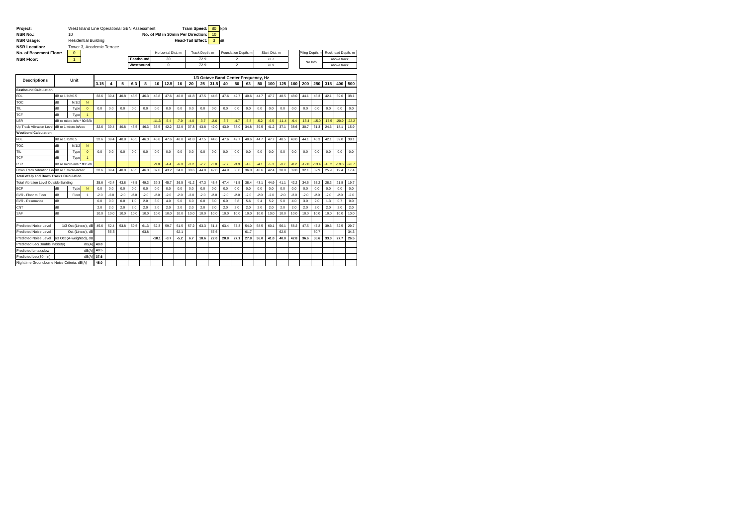| | | | | | |
|---|---|---|---|---|---|
| **Project:** | West Island Line Operational GBN Assessment | | **Train Speed:** | 80 | kph |
| **NSR No.:** | 10 | | **No. of PB in 30min Per Direction:** | 10 | |
| **NSR Usage:** | Residential Building | | **Head-Tail Effect:** | 3 | dB |
| **NSR Location:** | Tower 3, Academic Terrace | | | | |
| **No. of Basement Floor:** | 0 | | | | |
| **NSR Floor:** | 1 | | | | |

| | Horizontal Dist, m | Track Depth, m | Foundation Depth, m | Slant Dist, m | Piling Depth, m | Rockhead Depth, m |
|---|---|---|---|---|---|---|
| **Eastbound** | 20 | 72.9 | 2 | 73.7 | No Info | above track |
| **Westbound** | 0 | 72.9 | 2 | 70.9 | | above track |

| Descriptions | Unit | | | 3.15 | 4 | 5 | 6.3 | 8 | 10 | 12.5 | 16 | 20 | 25 | 31.5 | 40 | 50 | 63 | 80 | 100 | 125 | 160 | 200 | 250 | 315 | 400 | 500 |
|---|---|---|---|---|---|---|---|---|---|---|---|---|---|---|---|---|---|---|---|---|---|---|---|---|---|---|
| | | | | 1/3 Octave Band Center Frequency, Hz | | | | | | | | | | | | | | | | | | | | | | |
| **Eastbound Calculation** | | | | | | | | | | | | | | | | | | | | | | | | | | |
| FDL | dB re 1 lb/ft0.5 | | | 32.6 | 39.4 | 40.8 | 45.5 | 46.3 | 46.8 | 47.6 | 40.8 | 41.8 | 47.5 | 44.6 | 47.6 | 42.7 | 40.6 | 44.7 | 47.7 | 48.5 | 48.0 | 44.1 | 46.3 | 42.1 | 39.0 | 38.1 |
| TOC | dB | N/1/2 | N | | | | | | | | | | | | | | | | | | | | | | | |
| TIL | dB | Type | 0 | 0.0 | 0.0 | 0.0 | 0.0 | 0.0 | 0.0 | 0.0 | 0.0 | 0.0 | 0.0 | 0.0 | 0.0 | 0.0 | 0.0 | 0.0 | 0.0 | 0.0 | 0.0 | 0.0 | 0.0 | 0.0 | 0.0 | 0.0 |
| TCF | dB | Type | 1 | | | | | | | | | | | | | | | | | | | | | | | |
| LSR | dB re micro-in/s * ft0.5/lb | | | | | | | | -11.3 | -5.4 | -7.9 | -4.0 | -3.7 | -2.6 | -3.7 | -4.7 | -5.8 | -5.2 | -6.5 | -11.4 | -9.4 | -13.4 | -15.0 | -17.5 | -20.9 | -22.2 |
| Up Track Vibration Level | dB re 1 micro-in/sec | | | 32.6 | 39.4 | 40.8 | 45.5 | 46.3 | 35.5 | 42.2 | 32.9 | 37.8 | 43.8 | 42.0 | 43.9 | 38.0 | 34.8 | 39.5 | 41.2 | 37.1 | 38.6 | 30.7 | 31.3 | 24.6 | 18.1 | 15.9 |
| **Westbond Calculation** | | | | | | | | | | | | | | | | | | | | | | | | | | |
| FDL | dB re 1 lb/ft0.5 | | | 32.6 | 39.4 | 40.8 | 45.5 | 46.3 | 46.8 | 47.6 | 40.8 | 41.8 | 47.5 | 44.6 | 47.6 | 42.7 | 40.6 | 44.7 | 47.7 | 48.5 | 48.0 | 44.1 | 46.3 | 42.1 | 39.0 | 38.1 |
| TOC | dB | N/1/2 | N | | | | | | | | | | | | | | | | | | | | | | | |
| TIL | dB | Type | 0 | 0.0 | 0.0 | 0.0 | 0.0 | 0.0 | 0.0 | 0.0 | 0.0 | 0.0 | 0.0 | 0.0 | 0.0 | 0.0 | 0.0 | 0.0 | 0.0 | 0.0 | 0.0 | 0.0 | 0.0 | 0.0 | 0.0 | 0.0 |
| TCF | dB | Type | 1 | | | | | | | | | | | | | | | | | | | | | | | |
| LSR | dB re micro-in/s * ft0.5/lb | | | | | | | | -9.8 | -4.4 | -6.8 | -3.2 | -2.7 | -1.8 | -2.7 | -3.9 | -4.6 | -4.1 | -5.3 | -9.7 | -8.2 | -12.0 | -13.4 | -16.2 | -19.6 | -20.7 |
| Down Track Vibration Level | dB re 1 micro-in/sec | | | 32.6 | 39.4 | 40.8 | 45.5 | 46.3 | 37.0 | 43.2 | 34.0 | 38.6 | 44.8 | 42.8 | 44.9 | 38.8 | 36.0 | 40.6 | 42.4 | 38.8 | 39.8 | 32.1 | 32.9 | 25.9 | 19.4 | 17.4 |
| **Total of Up and Down Tracks Calculation** | | | | | | | | | | | | | | | | | | | | | | | | | | |
| Total Vibration Level Outside Building | | | | 35.6 | 42.4 | 43.8 | 48.5 | 49.3 | 39.3 | 45.7 | 36.5 | 41.2 | 47.3 | 45.4 | 47.4 | 41.5 | 38.4 | 43.1 | 44.9 | 41.1 | 42.2 | 34.5 | 35.2 | 28.3 | 21.8 | 19.7 |
| BCF | dB | Type | N | 0.0 | 0.0 | 0.0 | 0.0 | 0.0 | 0.0 | 0.0 | 0.0 | 0.0 | 0.0 | 0.0 | 0.0 | 0.0 | 0.0 | 0.0 | 0.0 | 0.0 | 0.0 | 0.0 | 0.0 | 0.0 | 0.0 | 0.0 |
| BVR - Floor to Floor | dB | Floor | 1 | -2.0 | -2.0 | -2.0 | -2.0 | -2.0 | -2.0 | -2.0 | -2.0 | -2.0 | -2.0 | -2.0 | -2.0 | -2.0 | -2.0 | -2.0 | -2.0 | -2.0 | -2.0 | -2.0 | -2.0 | -2.0 | -2.0 | -2.0 |
| BVR - Resonance | dB | | | 0.0 | 0.0 | 0.0 | 1.0 | 2.0 | 3.0 | 4.0 | 5.0 | 6.0 | 6.0 | 6.0 | 6.0 | 5.8 | 5.6 | 5.4 | 5.2 | 5.0 | 4.0 | 3.0 | 2.0 | 1.3 | 0.7 | 0.0 |
| CNT | dB | | | 2.0 | 2.0 | 2.0 | 2.0 | 2.0 | 2.0 | 2.0 | 2.0 | 2.0 | 2.0 | 2.0 | 2.0 | 2.0 | 2.0 | 2.0 | 2.0 | 2.0 | 2.0 | 2.0 | 2.0 | 2.0 | 2.0 | 2.0 |
| SAF | dB | | | 10.0 | 10.0 | 10.0 | 10.0 | 10.0 | 10.0 | 10.0 | 10.0 | 10.0 | 10.0 | 10.0 | 10.0 | 10.0 | 10.0 | 10.0 | 10.0 | 10.0 | 10.0 | 10.0 | 10.0 | 10.0 | 10.0 | 10.0 |
| | | | | | | | | | | | | | | | | | | | | | | | | | | |
| Predicted Noise Level | 1/3 Oct (Linear), dB | | | 45.6 | 52.4 | 53.8 | 59.5 | 61.3 | 52.3 | 59.7 | 51.5 | 57.2 | 63.3 | 61.4 | 63.4 | 57.3 | 54.0 | 58.5 | 60.1 | 56.1 | 56.2 | 47.5 | 47.2 | 39.6 | 32.5 | 29.7 |
| Predicted Noise Level | Oct (Linear), dB | | | | 56.5 | | | 63.8 | | | 62.1 | | | 67.6 | | | 61.7 | | | 62.6 | | | 50.7 | | | 34.3 |
| Predicted Noise Level | 1/3 Oct (A-weighted), dB | | | | | | | | -18.1 | -3.7 | -5.2 | 6.7 | 18.6 | 22.0 | 28.8 | 27.1 | 27.8 | 36.0 | 41.0 | 40.0 | 42.8 | 36.6 | 38.6 | 33.0 | 27.7 | 26.5 |
| Predicted Leq(Double PassBy) | | | dB(A) | 48.0 | | | | | | | | | | | | | | | | | | | | | | |
| Predicted Lmax,slow | | | dB(A) | 48.5 | | | | | | | | | | | | | | | | | | | | | | |
| Predicted Leq(30min) | | | dB(A) | 37.6 | | | | | | | | | | | | | | | | | | | | | | |
| Nighttime Groundborne Noise Criteria, dB(A) | | | | 45.0 | | | | | | | | | | | | | | | | | | | | | | |